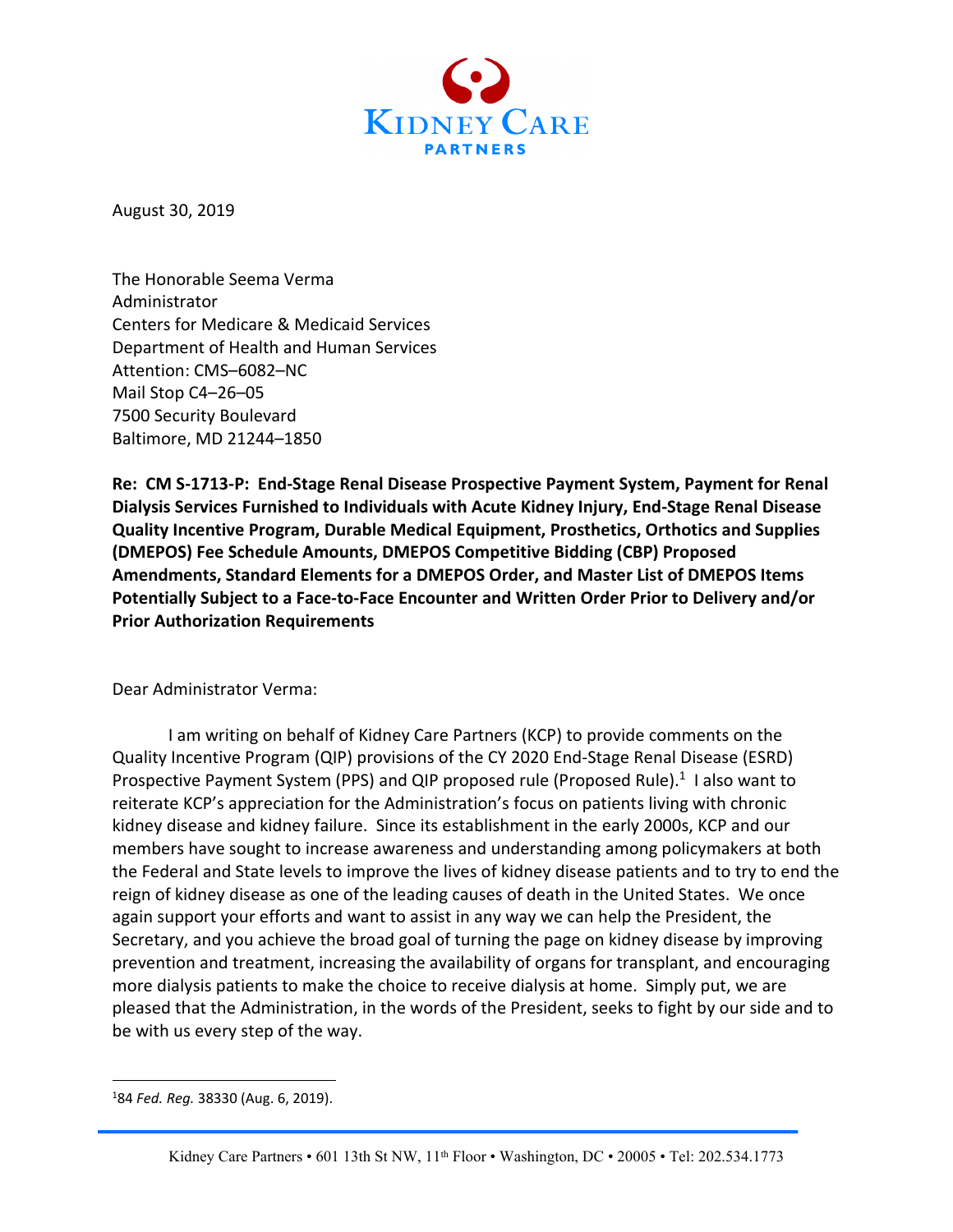KIDNEY CARE PARTNERS

August 30, 2019

The Honorable Seema Verma
Administrator
Centers for Medicare & Medicaid Services
Department of Health and Human Services
Attention: CMS–6082–NC
Mail Stop C4–26–05
7500 Security Boulevard
Baltimore, MD 21244–1850

**Re: CM S-1713-P: End-Stage Renal Disease Prospective Payment System, Payment for Renal Dialysis Services Furnished to Individuals with Acute Kidney Injury, End-Stage Renal Disease Quality Incentive Program, Durable Medical Equipment, Prosthetics, Orthotics and Supplies (DMEPOS) Fee Schedule Amounts, DMEPOS Competitive Bidding (CBP) Proposed Amendments, Standard Elements for a DMEPOS Order, and Master List of DMEPOS Items Potentially Subject to a Face-to-Face Encounter and Written Order Prior to Delivery and/or Prior Authorization Requirements**

Dear Administrator Verma:

I am writing on behalf of Kidney Care Partners (KCP) to provide comments on the Quality Incentive Program (QIP) provisions of the CY 2020 End-Stage Renal Disease (ESRD) Prospective Payment System (PPS) and QIP proposed rule (Proposed Rule).[1] I also want to reiterate KCP's appreciation for the Administration's focus on patients living with chronic kidney disease and kidney failure. Since its establishment in the early 2000s, KCP and our members have sought to increase awareness and understanding among policymakers at both the Federal and State levels to improve the lives of kidney disease patients and to try to end the reign of kidney disease as one of the leading causes of death in the United States. We once again support your efforts and want to assist in any way we can help the President, the Secretary, and you achieve the broad goal of turning the page on kidney disease by improving prevention and treatment, increasing the availability of organs for transplant, and encouraging more dialysis patients to make the choice to receive dialysis at home. Simply put, we are pleased that the Administration, in the words of the President, seeks to fight by our side and to be with us every step of the way.

[1] 84 *Fed. Reg.* 38330 (Aug. 6, 2019).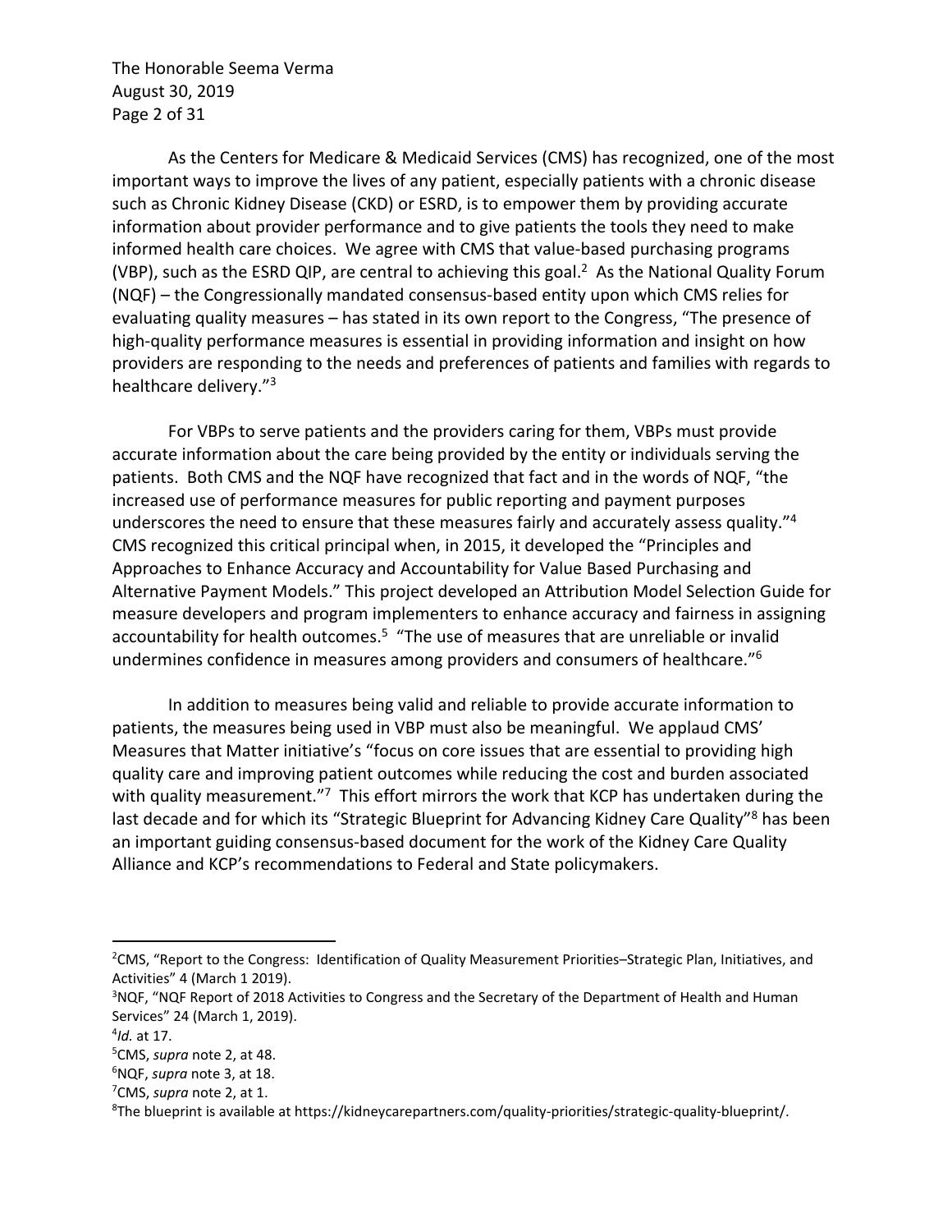As the Centers for Medicare & Medicaid Services (CMS) has recognized, one of the most important ways to improve the lives of any patient, especially patients with a chronic disease such as Chronic Kidney Disease (CKD) or ESRD, is to empower them by providing accurate information about provider performance and to give patients the tools they need to make informed health care choices. We agree with CMS that value-based purchasing programs (VBP), such as the ESRD QIP, are central to achieving this goal.[2] As the National Quality Forum (NQF) – the Congressionally mandated consensus-based entity upon which CMS relies for evaluating quality measures – has stated in its own report to the Congress, "The presence of high-quality performance measures is essential in providing information and insight on how providers are responding to the needs and preferences of patients and families with regards to healthcare delivery."[3]

For VBPs to serve patients and the providers caring for them, VBPs must provide accurate information about the care being provided by the entity or individuals serving the patients. Both CMS and the NQF have recognized that fact and in the words of NQF, "the increased use of performance measures for public reporting and payment purposes underscores the need to ensure that these measures fairly and accurately assess quality."[4] CMS recognized this critical principal when, in 2015, it developed the "Principles and Approaches to Enhance Accuracy and Accountability for Value Based Purchasing and Alternative Payment Models." This project developed an Attribution Model Selection Guide for measure developers and program implementers to enhance accuracy and fairness in assigning accountability for health outcomes.[5] "The use of measures that are unreliable or invalid undermines confidence in measures among providers and consumers of healthcare."[6]

In addition to measures being valid and reliable to provide accurate information to patients, the measures being used in VBP must also be meaningful. We applaud CMS' Measures that Matter initiative's "focus on core issues that are essential to providing high quality care and improving patient outcomes while reducing the cost and burden associated with quality measurement."[7] This effort mirrors the work that KCP has undertaken during the last decade and for which its "Strategic Blueprint for Advancing Kidney Care Quality"[8] has been an important guiding consensus-based document for the work of the Kidney Care Quality Alliance and KCP's recommendations to Federal and State policymakers.

---

[2] CMS, "Report to the Congress: Identification of Quality Measurement Priorities–Strategic Plan, Initiatives, and Activities" 4 (March 1 2019).

[3] NQF, "NQF Report of 2018 Activities to Congress and the Secretary of the Department of Health and Human Services" 24 (March 1, 2019).

[4] *Id.* at 17.

[5] CMS, *supra* note 2, at 48.

[6] NQF, *supra* note 3, at 18.

[7] CMS, *supra* note 2, at 1.

[8] The blueprint is available at https://kidneycarepartners.com/quality-priorities/strategic-quality-blueprint/.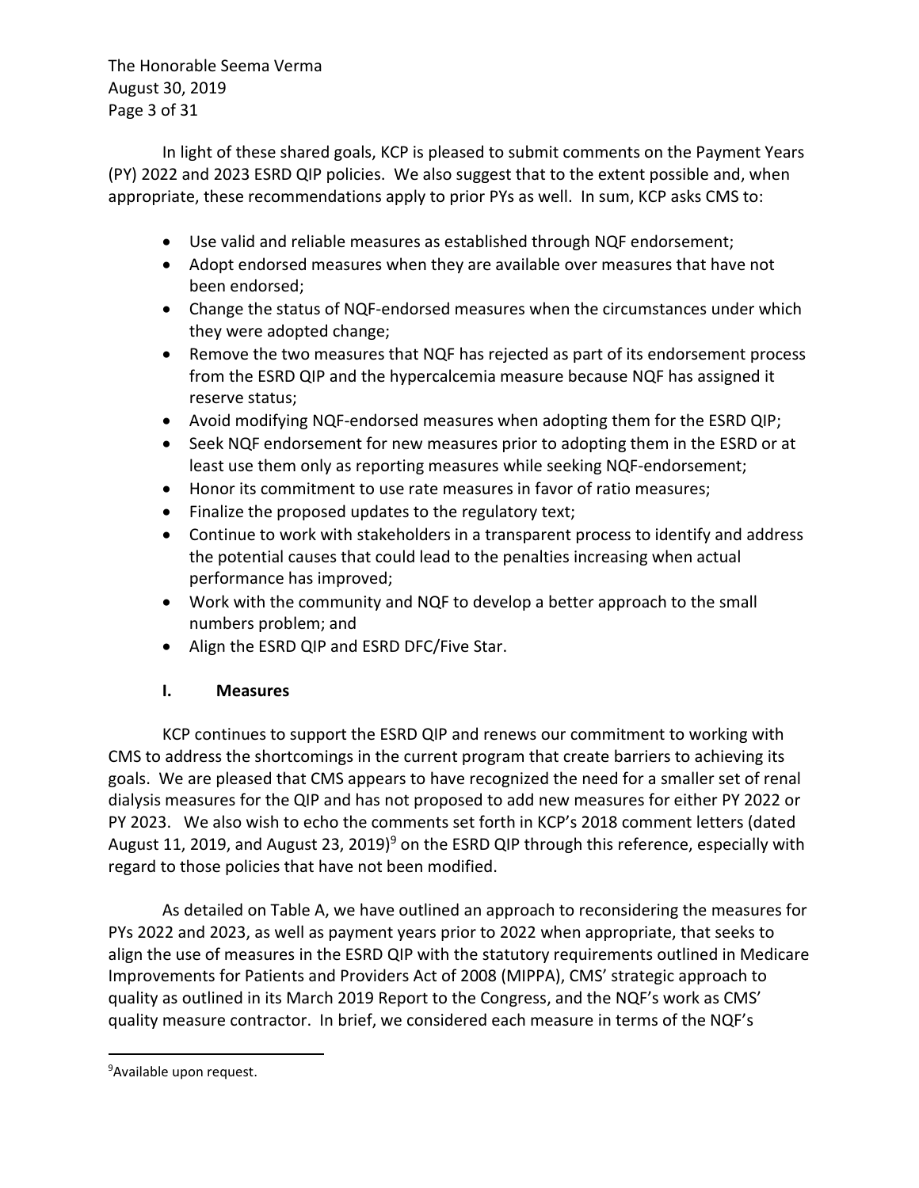In light of these shared goals, KCP is pleased to submit comments on the Payment Years (PY) 2022 and 2023 ESRD QIP policies. We also suggest that to the extent possible and, when appropriate, these recommendations apply to prior PYs as well. In sum, KCP asks CMS to:

- Use valid and reliable measures as established through NQF endorsement;
- Adopt endorsed measures when they are available over measures that have not been endorsed;
- Change the status of NQF-endorsed measures when the circumstances under which they were adopted change;
- Remove the two measures that NQF has rejected as part of its endorsement process from the ESRD QIP and the hypercalcemia measure because NQF has assigned it reserve status;
- Avoid modifying NQF-endorsed measures when adopting them for the ESRD QIP;
- Seek NQF endorsement for new measures prior to adopting them in the ESRD or at least use them only as reporting measures while seeking NQF-endorsement;
- Honor its commitment to use rate measures in favor of ratio measures;
- Finalize the proposed updates to the regulatory text;
- Continue to work with stakeholders in a transparent process to identify and address the potential causes that could lead to the penalties increasing when actual performance has improved;
- Work with the community and NQF to develop a better approach to the small numbers problem; and
- Align the ESRD QIP and ESRD DFC/Five Star.

## I. Measures

KCP continues to support the ESRD QIP and renews our commitment to working with CMS to address the shortcomings in the current program that create barriers to achieving its goals. We are pleased that CMS appears to have recognized the need for a smaller set of renal dialysis measures for the QIP and has not proposed to add new measures for either PY 2022 or PY 2023. We also wish to echo the comments set forth in KCP's 2018 comment letters (dated August 11, 2019, and August 23, 2019)[9] on the ESRD QIP through this reference, especially with regard to those policies that have not been modified.

As detailed on Table A, we have outlined an approach to reconsidering the measures for PYs 2022 and 2023, as well as payment years prior to 2022 when appropriate, that seeks to align the use of measures in the ESRD QIP with the statutory requirements outlined in Medicare Improvements for Patients and Providers Act of 2008 (MIPPA), CMS' strategic approach to quality as outlined in its March 2019 Report to the Congress, and the NQF's work as CMS' quality measure contractor. In brief, we considered each measure in terms of the NQF's

[9] Available upon request.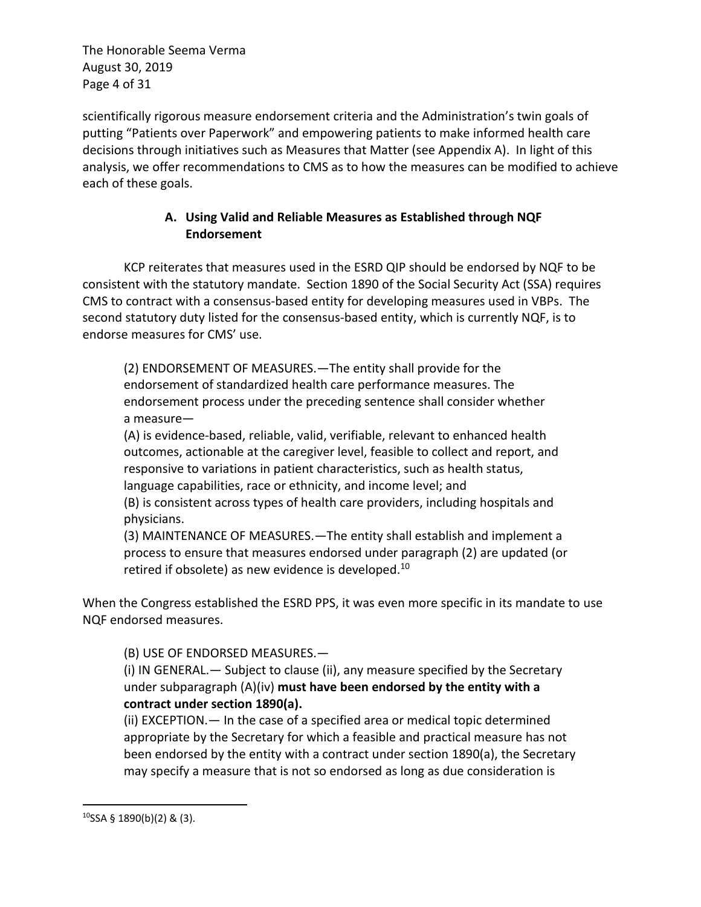scientifically rigorous measure endorsement criteria and the Administration's twin goals of putting "Patients over Paperwork" and empowering patients to make informed health care decisions through initiatives such as Measures that Matter (see Appendix A). In light of this analysis, we offer recommendations to CMS as to how the measures can be modified to achieve each of these goals.

### A. Using Valid and Reliable Measures as Established through NQF Endorsement

KCP reiterates that measures used in the ESRD QIP should be endorsed by NQF to be consistent with the statutory mandate. Section 1890 of the Social Security Act (SSA) requires CMS to contract with a consensus-based entity for developing measures used in VBPs. The second statutory duty listed for the consensus-based entity, which is currently NQF, is to endorse measures for CMS' use.

> (2) ENDORSEMENT OF MEASURES.—The entity shall provide for the endorsement of standardized health care performance measures. The endorsement process under the preceding sentence shall consider whether a measure—
>
> (A) is evidence-based, reliable, valid, verifiable, relevant to enhanced health outcomes, actionable at the caregiver level, feasible to collect and report, and responsive to variations in patient characteristics, such as health status, language capabilities, race or ethnicity, and income level; and
>
> (B) is consistent across types of health care providers, including hospitals and physicians.
>
> (3) MAINTENANCE OF MEASURES.—The entity shall establish and implement a process to ensure that measures endorsed under paragraph (2) are updated (or retired if obsolete) as new evidence is developed.[10]

When the Congress established the ESRD PPS, it was even more specific in its mandate to use NQF endorsed measures.

> (B) USE OF ENDORSED MEASURES.—
>
> (i) IN GENERAL.— Subject to clause (ii), any measure specified by the Secretary under subparagraph (A)(iv) **must have been endorsed by the entity with a contract under section 1890(a).**
>
> (ii) EXCEPTION.— In the case of a specified area or medical topic determined appropriate by the Secretary for which a feasible and practical measure has not been endorsed by the entity with a contract under section 1890(a), the Secretary may specify a measure that is not so endorsed as long as due consideration is

---

[10] SSA § 1890(b)(2) & (3).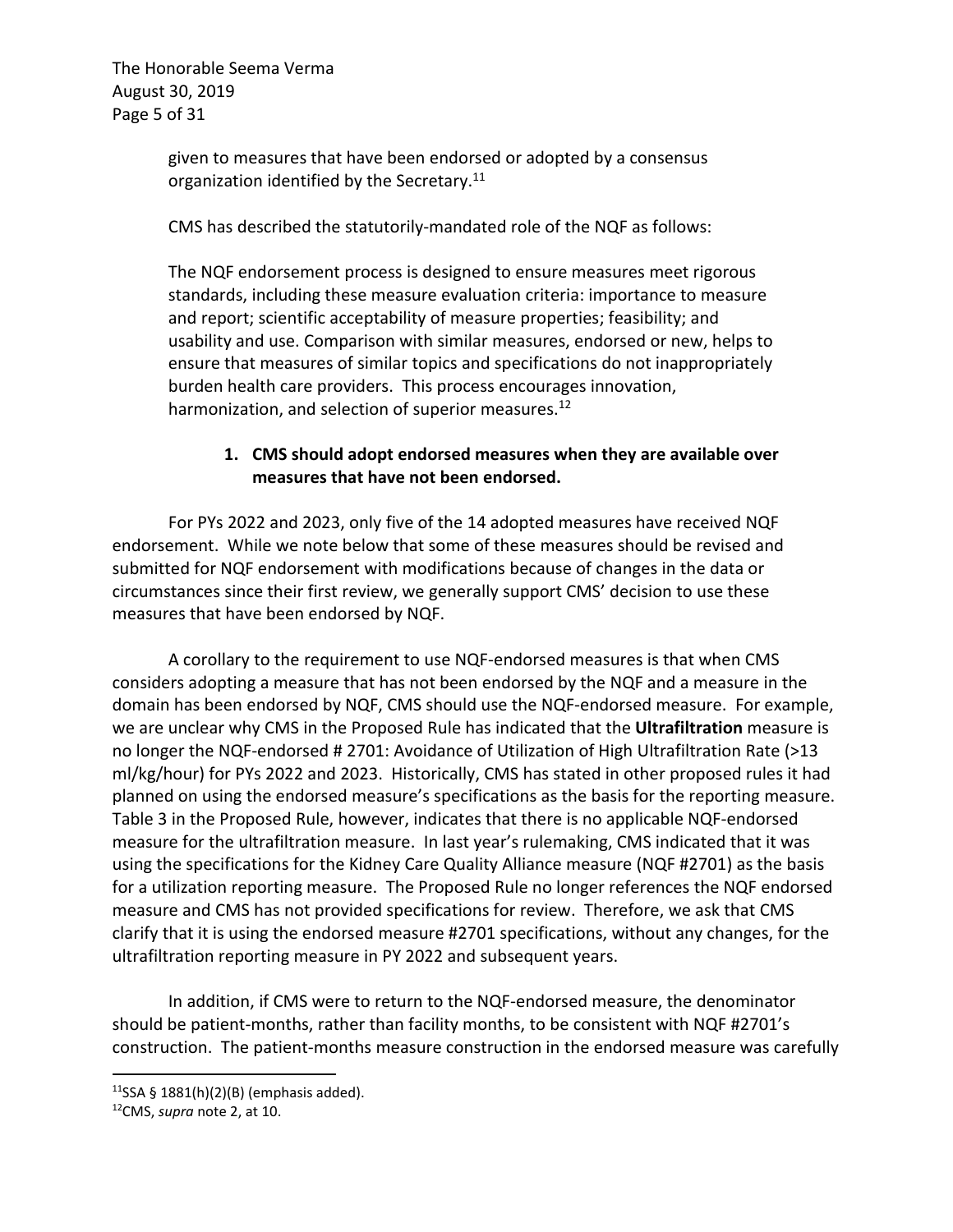given to measures that have been endorsed or adopted by a consensus organization identified by the Secretary.[11]

CMS has described the statutorily-mandated role of the NQF as follows:

The NQF endorsement process is designed to ensure measures meet rigorous standards, including these measure evaluation criteria: importance to measure and report; scientific acceptability of measure properties; feasibility; and usability and use. Comparison with similar measures, endorsed or new, helps to ensure that measures of similar topics and specifications do not inappropriately burden health care providers. This process encourages innovation, harmonization, and selection of superior measures.[12]

**1. CMS should adopt endorsed measures when they are available over measures that have not been endorsed.**

For PYs 2022 and 2023, only five of the 14 adopted measures have received NQF endorsement. While we note below that some of these measures should be revised and submitted for NQF endorsement with modifications because of changes in the data or circumstances since their first review, we generally support CMS' decision to use these measures that have been endorsed by NQF.

A corollary to the requirement to use NQF-endorsed measures is that when CMS considers adopting a measure that has not been endorsed by the NQF and a measure in the domain has been endorsed by NQF, CMS should use the NQF-endorsed measure. For example, we are unclear why CMS in the Proposed Rule has indicated that the **Ultrafiltration** measure is no longer the NQF-endorsed # 2701: Avoidance of Utilization of High Ultrafiltration Rate (>13 ml/kg/hour) for PYs 2022 and 2023. Historically, CMS has stated in other proposed rules it had planned on using the endorsed measure's specifications as the basis for the reporting measure. Table 3 in the Proposed Rule, however, indicates that there is no applicable NQF-endorsed measure for the ultrafiltration measure. In last year's rulemaking, CMS indicated that it was using the specifications for the Kidney Care Quality Alliance measure (NQF #2701) as the basis for a utilization reporting measure. The Proposed Rule no longer references the NQF endorsed measure and CMS has not provided specifications for review. Therefore, we ask that CMS clarify that it is using the endorsed measure #2701 specifications, without any changes, for the ultrafiltration reporting measure in PY 2022 and subsequent years.

In addition, if CMS were to return to the NQF-endorsed measure, the denominator should be patient-months, rather than facility months, to be consistent with NQF #2701's construction. The patient-months measure construction in the endorsed measure was carefully

---

[11] SSA § 1881(h)(2)(B) (emphasis added).

[12] CMS, *supra* note 2, at 10.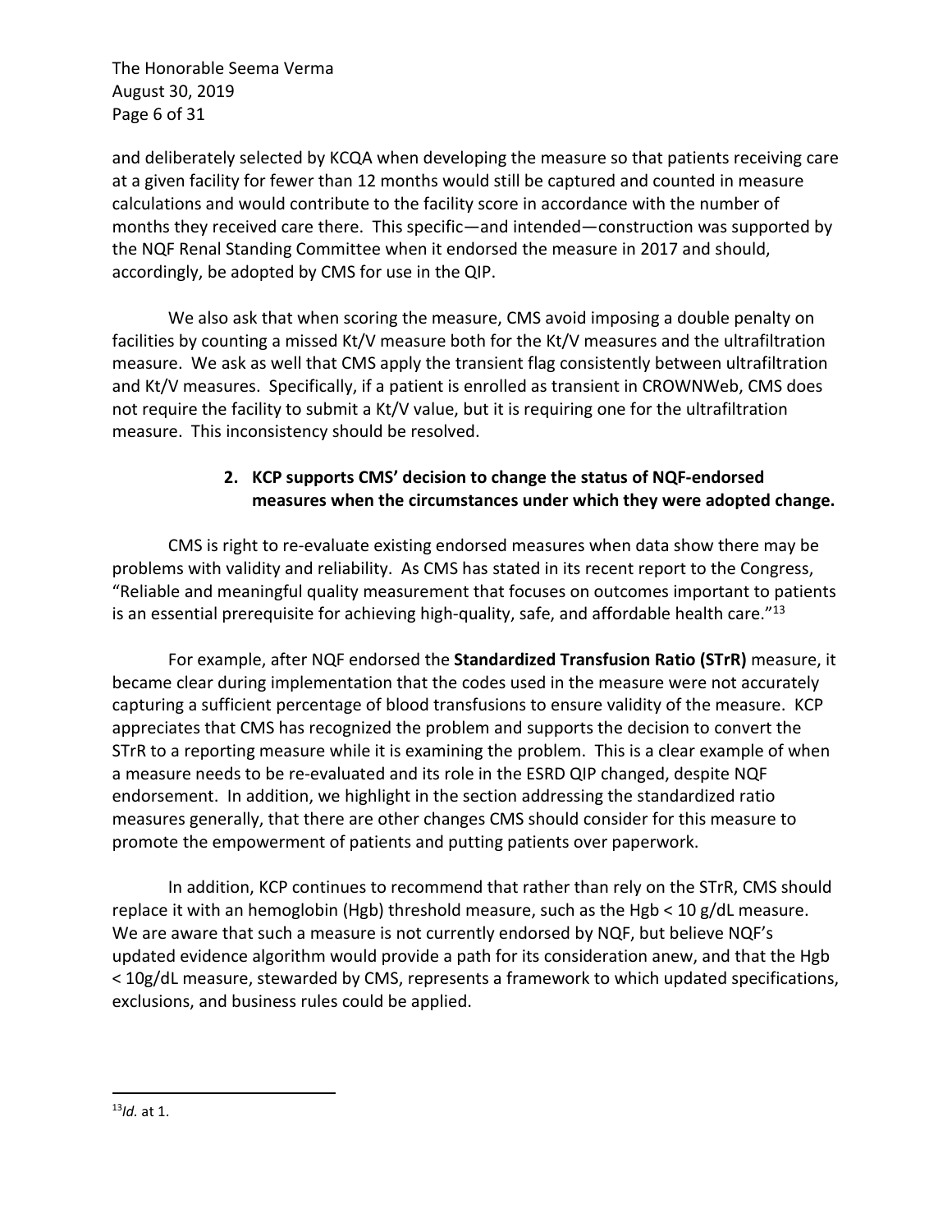and deliberately selected by KCQA when developing the measure so that patients receiving care at a given facility for fewer than 12 months would still be captured and counted in measure calculations and would contribute to the facility score in accordance with the number of months they received care there. This specific—and intended—construction was supported by the NQF Renal Standing Committee when it endorsed the measure in 2017 and should, accordingly, be adopted by CMS for use in the QIP.

We also ask that when scoring the measure, CMS avoid imposing a double penalty on facilities by counting a missed Kt/V measure both for the Kt/V measures and the ultrafiltration measure. We ask as well that CMS apply the transient flag consistently between ultrafiltration and Kt/V measures. Specifically, if a patient is enrolled as transient in CROWNWeb, CMS does not require the facility to submit a Kt/V value, but it is requiring one for the ultrafiltration measure. This inconsistency should be resolved.

**2. KCP supports CMS' decision to change the status of NQF-endorsed measures when the circumstances under which they were adopted change.**

CMS is right to re-evaluate existing endorsed measures when data show there may be problems with validity and reliability. As CMS has stated in its recent report to the Congress, "Reliable and meaningful quality measurement that focuses on outcomes important to patients is an essential prerequisite for achieving high-quality, safe, and affordable health care."[13]

For example, after NQF endorsed the **Standardized Transfusion Ratio (STrR)** measure, it became clear during implementation that the codes used in the measure were not accurately capturing a sufficient percentage of blood transfusions to ensure validity of the measure. KCP appreciates that CMS has recognized the problem and supports the decision to convert the STrR to a reporting measure while it is examining the problem. This is a clear example of when a measure needs to be re-evaluated and its role in the ESRD QIP changed, despite NQF endorsement. In addition, we highlight in the section addressing the standardized ratio measures generally, that there are other changes CMS should consider for this measure to promote the empowerment of patients and putting patients over paperwork.

In addition, KCP continues to recommend that rather than rely on the STrR, CMS should replace it with an hemoglobin (Hgb) threshold measure, such as the Hgb < 10 g/dL measure. We are aware that such a measure is not currently endorsed by NQF, but believe NQF's updated evidence algorithm would provide a path for its consideration anew, and that the Hgb < 10g/dL measure, stewarded by CMS, represents a framework to which updated specifications, exclusions, and business rules could be applied.

---

[13] *Id.* at 1.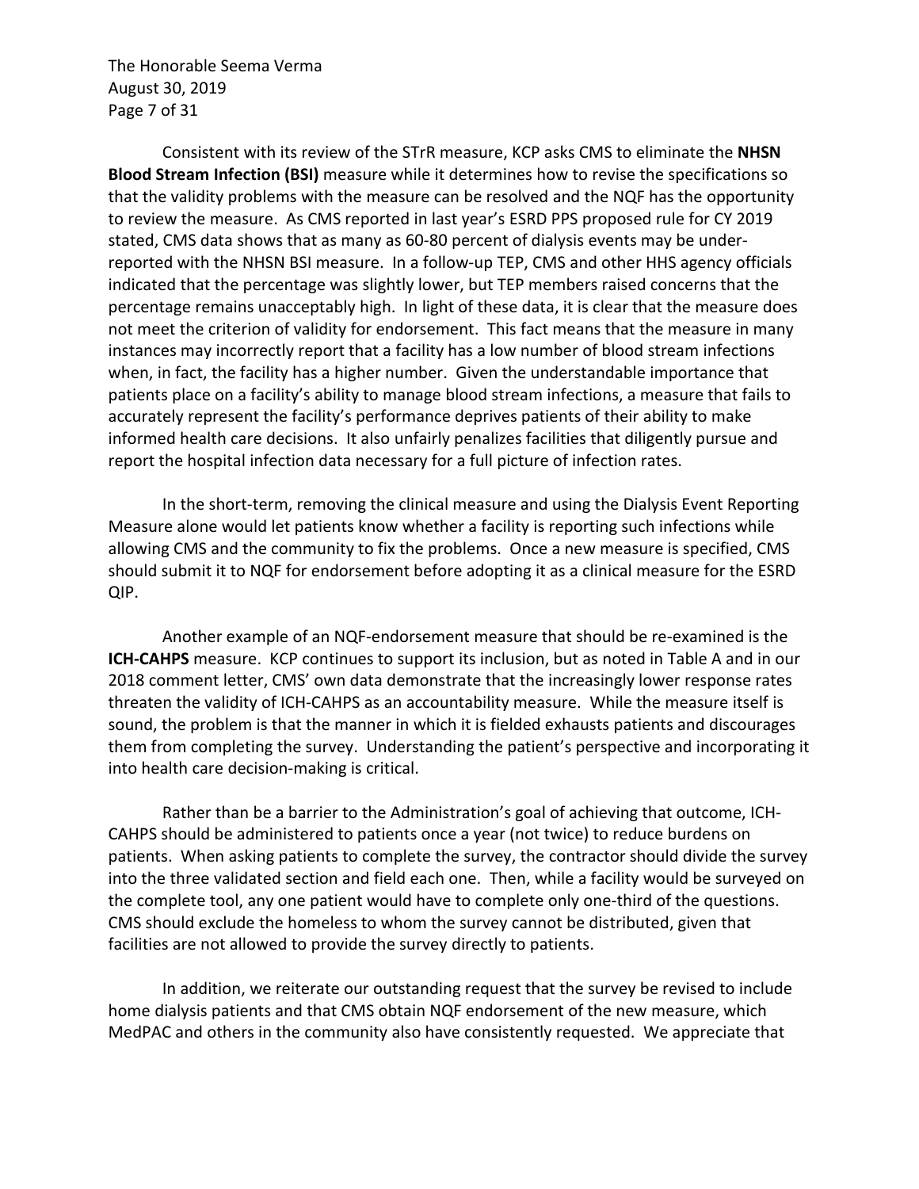Consistent with its review of the STrR measure, KCP asks CMS to eliminate the **NHSN Blood Stream Infection (BSI)** measure while it determines how to revise the specifications so that the validity problems with the measure can be resolved and the NQF has the opportunity to review the measure. As CMS reported in last year's ESRD PPS proposed rule for CY 2019 stated, CMS data shows that as many as 60-80 percent of dialysis events may be under-reported with the NHSN BSI measure. In a follow-up TEP, CMS and other HHS agency officials indicated that the percentage was slightly lower, but TEP members raised concerns that the percentage remains unacceptably high. In light of these data, it is clear that the measure does not meet the criterion of validity for endorsement. This fact means that the measure in many instances may incorrectly report that a facility has a low number of blood stream infections when, in fact, the facility has a higher number. Given the understandable importance that patients place on a facility's ability to manage blood stream infections, a measure that fails to accurately represent the facility's performance deprives patients of their ability to make informed health care decisions. It also unfairly penalizes facilities that diligently pursue and report the hospital infection data necessary for a full picture of infection rates.

In the short-term, removing the clinical measure and using the Dialysis Event Reporting Measure alone would let patients know whether a facility is reporting such infections while allowing CMS and the community to fix the problems. Once a new measure is specified, CMS should submit it to NQF for endorsement before adopting it as a clinical measure for the ESRD QIP.

Another example of an NQF-endorsement measure that should be re-examined is the **ICH-CAHPS** measure. KCP continues to support its inclusion, but as noted in Table A and in our 2018 comment letter, CMS' own data demonstrate that the increasingly lower response rates threaten the validity of ICH-CAHPS as an accountability measure. While the measure itself is sound, the problem is that the manner in which it is fielded exhausts patients and discourages them from completing the survey. Understanding the patient's perspective and incorporating it into health care decision-making is critical.

Rather than be a barrier to the Administration's goal of achieving that outcome, ICH-CAHPS should be administered to patients once a year (not twice) to reduce burdens on patients. When asking patients to complete the survey, the contractor should divide the survey into the three validated section and field each one. Then, while a facility would be surveyed on the complete tool, any one patient would have to complete only one-third of the questions. CMS should exclude the homeless to whom the survey cannot be distributed, given that facilities are not allowed to provide the survey directly to patients.

In addition, we reiterate our outstanding request that the survey be revised to include home dialysis patients and that CMS obtain NQF endorsement of the new measure, which MedPAC and others in the community also have consistently requested. We appreciate that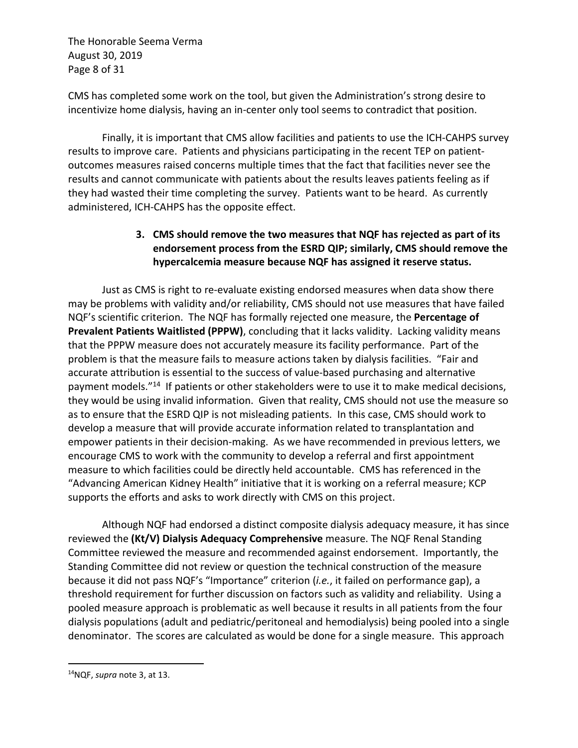CMS has completed some work on the tool, but given the Administration's strong desire to incentivize home dialysis, having an in-center only tool seems to contradict that position.

Finally, it is important that CMS allow facilities and patients to use the ICH-CAHPS survey results to improve care. Patients and physicians participating in the recent TEP on patient-outcomes measures raised concerns multiple times that the fact that facilities never see the results and cannot communicate with patients about the results leaves patients feeling as if they had wasted their time completing the survey. Patients want to be heard. As currently administered, ICH-CAHPS has the opposite effect.

3. **CMS should remove the two measures that NQF has rejected as part of its endorsement process from the ESRD QIP; similarly, CMS should remove the hypercalcemia measure because NQF has assigned it reserve status.**

Just as CMS is right to re-evaluate existing endorsed measures when data show there may be problems with validity and/or reliability, CMS should not use measures that have failed NQF's scientific criterion. The NQF has formally rejected one measure, the **Percentage of Prevalent Patients Waitlisted (PPPW)**, concluding that it lacks validity. Lacking validity means that the PPPW measure does not accurately measure its facility performance. Part of the problem is that the measure fails to measure actions taken by dialysis facilities. "Fair and accurate attribution is essential to the success of value-based purchasing and alternative payment models."[14] If patients or other stakeholders were to use it to make medical decisions, they would be using invalid information. Given that reality, CMS should not use the measure so as to ensure that the ESRD QIP is not misleading patients. In this case, CMS should work to develop a measure that will provide accurate information related to transplantation and empower patients in their decision-making. As we have recommended in previous letters, we encourage CMS to work with the community to develop a referral and first appointment measure to which facilities could be directly held accountable. CMS has referenced in the "Advancing American Kidney Health" initiative that it is working on a referral measure; KCP supports the efforts and asks to work directly with CMS on this project.

Although NQF had endorsed a distinct composite dialysis adequacy measure, it has since reviewed the **(Kt/V) Dialysis Adequacy Comprehensive** measure. The NQF Renal Standing Committee reviewed the measure and recommended against endorsement. Importantly, the Standing Committee did not review or question the technical construction of the measure because it did not pass NQF's "Importance" criterion (*i.e.*, it failed on performance gap), a threshold requirement for further discussion on factors such as validity and reliability. Using a pooled measure approach is problematic as well because it results in all patients from the four dialysis populations (adult and pediatric/peritoneal and hemodialysis) being pooled into a single denominator. The scores are calculated as would be done for a single measure. This approach

[14] NQF, *supra* note 3, at 13.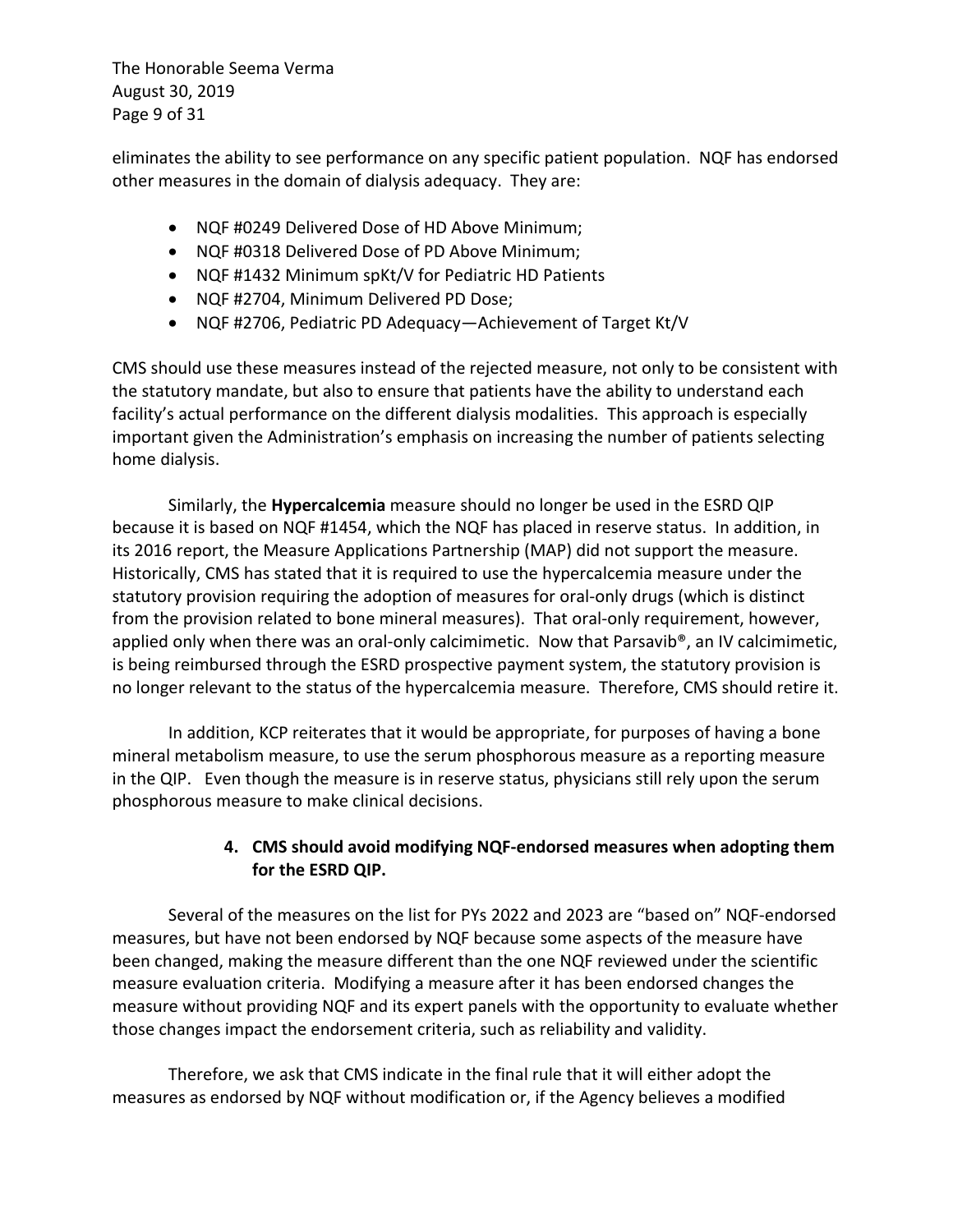eliminates the ability to see performance on any specific patient population. NQF has endorsed other measures in the domain of dialysis adequacy. They are:

- NQF #0249 Delivered Dose of HD Above Minimum;
- NQF #0318 Delivered Dose of PD Above Minimum;
- NQF #1432 Minimum spKt/V for Pediatric HD Patients
- NQF #2704, Minimum Delivered PD Dose;
- NQF #2706, Pediatric PD Adequacy—Achievement of Target Kt/V

CMS should use these measures instead of the rejected measure, not only to be consistent with the statutory mandate, but also to ensure that patients have the ability to understand each facility's actual performance on the different dialysis modalities. This approach is especially important given the Administration's emphasis on increasing the number of patients selecting home dialysis.

Similarly, the **Hypercalcemia** measure should no longer be used in the ESRD QIP because it is based on NQF #1454, which the NQF has placed in reserve status. In addition, in its 2016 report, the Measure Applications Partnership (MAP) did not support the measure. Historically, CMS has stated that it is required to use the hypercalcemia measure under the statutory provision requiring the adoption of measures for oral-only drugs (which is distinct from the provision related to bone mineral measures). That oral-only requirement, however, applied only when there was an oral-only calcimimetic. Now that Parsavib®, an IV calcimimetic, is being reimbursed through the ESRD prospective payment system, the statutory provision is no longer relevant to the status of the hypercalcemia measure. Therefore, CMS should retire it.

In addition, KCP reiterates that it would be appropriate, for purposes of having a bone mineral metabolism measure, to use the serum phosphorous measure as a reporting measure in the QIP. Even though the measure is in reserve status, physicians still rely upon the serum phosphorous measure to make clinical decisions.

**4. CMS should avoid modifying NQF-endorsed measures when adopting them for the ESRD QIP.**

Several of the measures on the list for PYs 2022 and 2023 are "based on" NQF-endorsed measures, but have not been endorsed by NQF because some aspects of the measure have been changed, making the measure different than the one NQF reviewed under the scientific measure evaluation criteria. Modifying a measure after it has been endorsed changes the measure without providing NQF and its expert panels with the opportunity to evaluate whether those changes impact the endorsement criteria, such as reliability and validity.

Therefore, we ask that CMS indicate in the final rule that it will either adopt the measures as endorsed by NQF without modification or, if the Agency believes a modified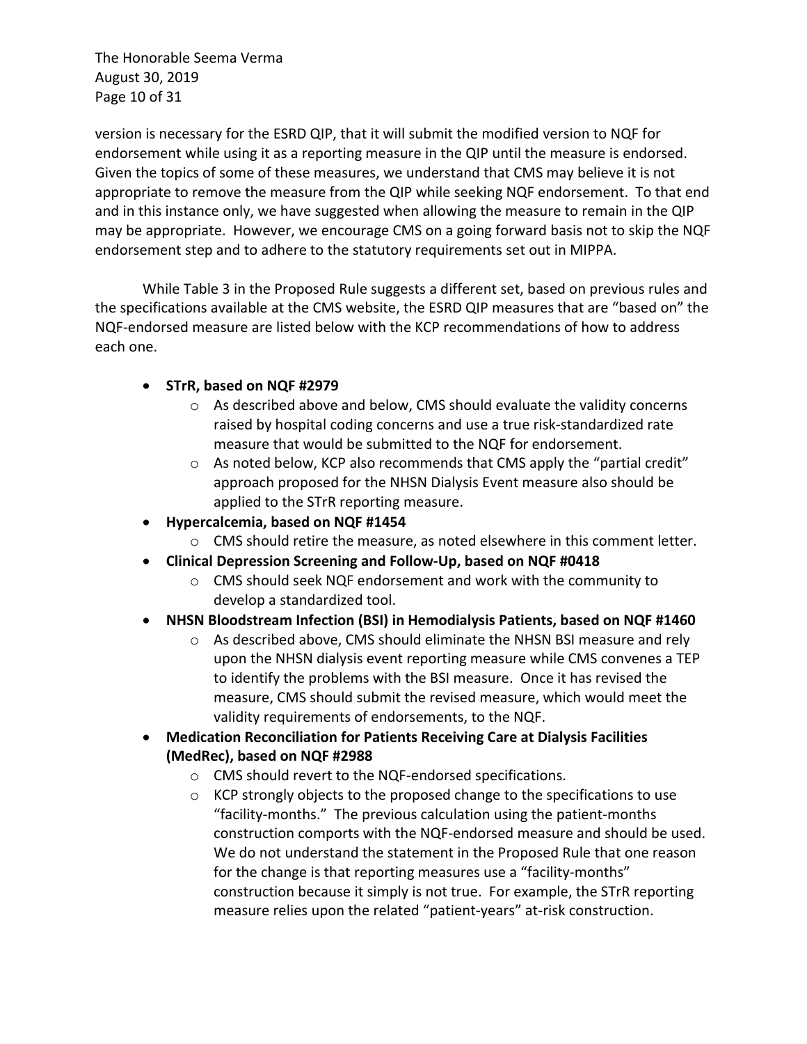version is necessary for the ESRD QIP, that it will submit the modified version to NQF for endorsement while using it as a reporting measure in the QIP until the measure is endorsed. Given the topics of some of these measures, we understand that CMS may believe it is not appropriate to remove the measure from the QIP while seeking NQF endorsement. To that end and in this instance only, we have suggested when allowing the measure to remain in the QIP may be appropriate. However, we encourage CMS on a going forward basis not to skip the NQF endorsement step and to adhere to the statutory requirements set out in MIPPA.

While Table 3 in the Proposed Rule suggests a different set, based on previous rules and the specifications available at the CMS website, the ESRD QIP measures that are "based on" the NQF-endorsed measure are listed below with the KCP recommendations of how to address each one.

- **STrR, based on NQF #2979**
  - As described above and below, CMS should evaluate the validity concerns raised by hospital coding concerns and use a true risk-standardized rate measure that would be submitted to the NQF for endorsement.
  - As noted below, KCP also recommends that CMS apply the "partial credit" approach proposed for the NHSN Dialysis Event measure also should be applied to the STrR reporting measure.
- **Hypercalcemia, based on NQF #1454**
  - CMS should retire the measure, as noted elsewhere in this comment letter.
- **Clinical Depression Screening and Follow-Up, based on NQF #0418**
  - CMS should seek NQF endorsement and work with the community to develop a standardized tool.
- **NHSN Bloodstream Infection (BSI) in Hemodialysis Patients, based on NQF #1460**
  - As described above, CMS should eliminate the NHSN BSI measure and rely upon the NHSN dialysis event reporting measure while CMS convenes a TEP to identify the problems with the BSI measure. Once it has revised the measure, CMS should submit the revised measure, which would meet the validity requirements of endorsements, to the NQF.
- **Medication Reconciliation for Patients Receiving Care at Dialysis Facilities (MedRec), based on NQF #2988**
  - CMS should revert to the NQF-endorsed specifications.
  - KCP strongly objects to the proposed change to the specifications to use "facility-months." The previous calculation using the patient-months construction comports with the NQF-endorsed measure and should be used. We do not understand the statement in the Proposed Rule that one reason for the change is that reporting measures use a "facility-months" construction because it simply is not true. For example, the STrR reporting measure relies upon the related "patient-years" at-risk construction.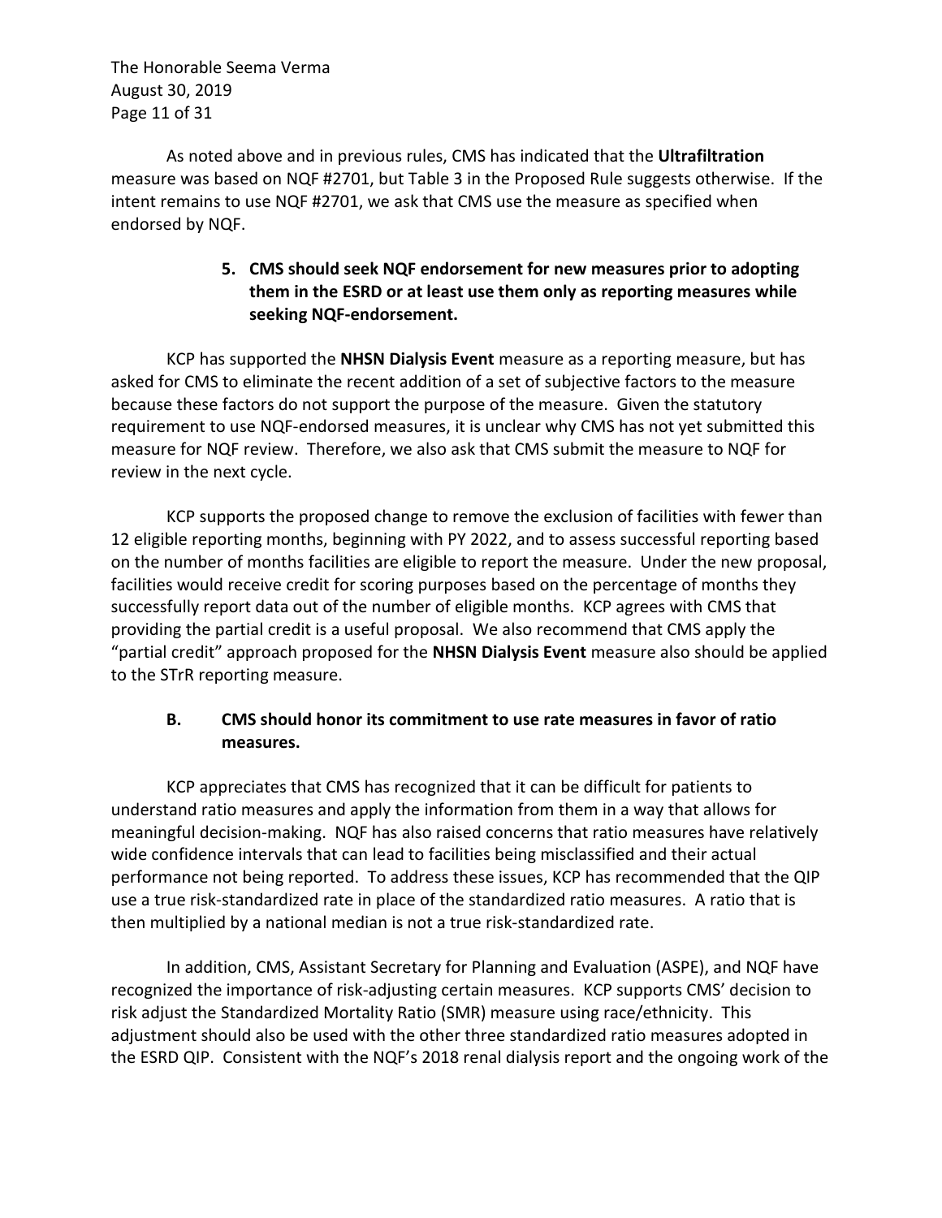As noted above and in previous rules, CMS has indicated that the **Ultrafiltration** measure was based on NQF #2701, but Table 3 in the Proposed Rule suggests otherwise. If the intent remains to use NQF #2701, we ask that CMS use the measure as specified when endorsed by NQF.

5. **CMS should seek NQF endorsement for new measures prior to adopting them in the ESRD or at least use them only as reporting measures while seeking NQF-endorsement.**

KCP has supported the **NHSN Dialysis Event** measure as a reporting measure, but has asked for CMS to eliminate the recent addition of a set of subjective factors to the measure because these factors do not support the purpose of the measure. Given the statutory requirement to use NQF-endorsed measures, it is unclear why CMS has not yet submitted this measure for NQF review. Therefore, we also ask that CMS submit the measure to NQF for review in the next cycle.

KCP supports the proposed change to remove the exclusion of facilities with fewer than 12 eligible reporting months, beginning with PY 2022, and to assess successful reporting based on the number of months facilities are eligible to report the measure. Under the new proposal, facilities would receive credit for scoring purposes based on the percentage of months they successfully report data out of the number of eligible months. KCP agrees with CMS that providing the partial credit is a useful proposal. We also recommend that CMS apply the "partial credit" approach proposed for the **NHSN Dialysis Event** measure also should be applied to the STrR reporting measure.

## B. CMS should honor its commitment to use rate measures in favor of ratio measures.

KCP appreciates that CMS has recognized that it can be difficult for patients to understand ratio measures and apply the information from them in a way that allows for meaningful decision-making. NQF has also raised concerns that ratio measures have relatively wide confidence intervals that can lead to facilities being misclassified and their actual performance not being reported. To address these issues, KCP has recommended that the QIP use a true risk-standardized rate in place of the standardized ratio measures. A ratio that is then multiplied by a national median is not a true risk-standardized rate.

In addition, CMS, Assistant Secretary for Planning and Evaluation (ASPE), and NQF have recognized the importance of risk-adjusting certain measures. KCP supports CMS' decision to risk adjust the Standardized Mortality Ratio (SMR) measure using race/ethnicity. This adjustment should also be used with the other three standardized ratio measures adopted in the ESRD QIP. Consistent with the NQF's 2018 renal dialysis report and the ongoing work of the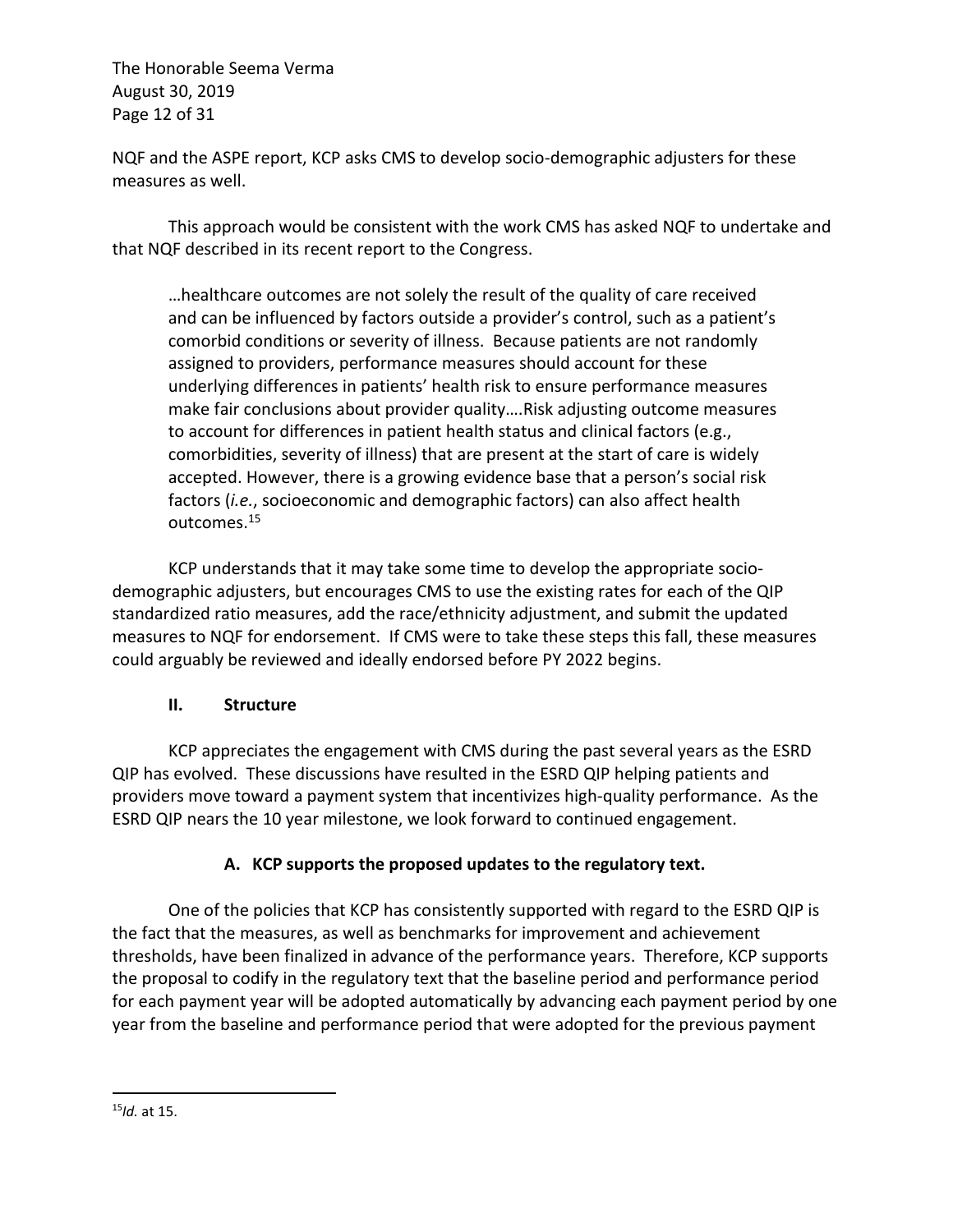NQF and the ASPE report, KCP asks CMS to develop socio-demographic adjusters for these measures as well.

This approach would be consistent with the work CMS has asked NQF to undertake and that NQF described in its recent report to the Congress.

> …healthcare outcomes are not solely the result of the quality of care received and can be influenced by factors outside a provider's control, such as a patient's comorbid conditions or severity of illness. Because patients are not randomly assigned to providers, performance measures should account for these underlying differences in patients' health risk to ensure performance measures make fair conclusions about provider quality….Risk adjusting outcome measures to account for differences in patient health status and clinical factors (e.g., comorbidities, severity of illness) that are present at the start of care is widely accepted. However, there is a growing evidence base that a person's social risk factors (*i.e.*, socioeconomic and demographic factors) can also affect health outcomes.[15]

KCP understands that it may take some time to develop the appropriate socio-demographic adjusters, but encourages CMS to use the existing rates for each of the QIP standardized ratio measures, add the race/ethnicity adjustment, and submit the updated measures to NQF for endorsement. If CMS were to take these steps this fall, these measures could arguably be reviewed and ideally endorsed before PY 2022 begins.

## II. Structure

KCP appreciates the engagement with CMS during the past several years as the ESRD QIP has evolved. These discussions have resulted in the ESRD QIP helping patients and providers move toward a payment system that incentivizes high-quality performance. As the ESRD QIP nears the 10 year milestone, we look forward to continued engagement.

### A. KCP supports the proposed updates to the regulatory text.

One of the policies that KCP has consistently supported with regard to the ESRD QIP is the fact that the measures, as well as benchmarks for improvement and achievement thresholds, have been finalized in advance of the performance years. Therefore, KCP supports the proposal to codify in the regulatory text that the baseline period and performance period for each payment year will be adopted automatically by advancing each payment period by one year from the baseline and performance period that were adopted for the previous payment

[15] *Id.* at 15.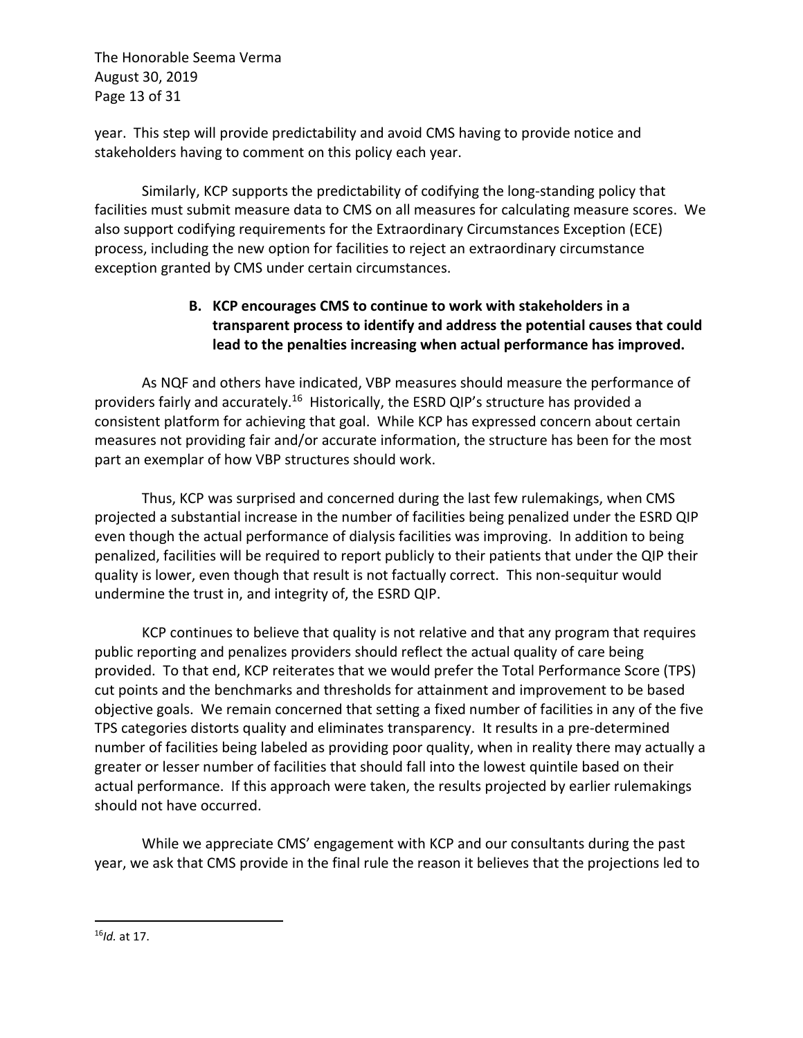year. This step will provide predictability and avoid CMS having to provide notice and stakeholders having to comment on this policy each year.

Similarly, KCP supports the predictability of codifying the long-standing policy that facilities must submit measure data to CMS on all measures for calculating measure scores. We also support codifying requirements for the Extraordinary Circumstances Exception (ECE) process, including the new option for facilities to reject an extraordinary circumstance exception granted by CMS under certain circumstances.

### B. KCP encourages CMS to continue to work with stakeholders in a transparent process to identify and address the potential causes that could lead to the penalties increasing when actual performance has improved.

As NQF and others have indicated, VBP measures should measure the performance of providers fairly and accurately.[16] Historically, the ESRD QIP's structure has provided a consistent platform for achieving that goal. While KCP has expressed concern about certain measures not providing fair and/or accurate information, the structure has been for the most part an exemplar of how VBP structures should work.

Thus, KCP was surprised and concerned during the last few rulemakings, when CMS projected a substantial increase in the number of facilities being penalized under the ESRD QIP even though the actual performance of dialysis facilities was improving. In addition to being penalized, facilities will be required to report publicly to their patients that under the QIP their quality is lower, even though that result is not factually correct. This non-sequitur would undermine the trust in, and integrity of, the ESRD QIP.

KCP continues to believe that quality is not relative and that any program that requires public reporting and penalizes providers should reflect the actual quality of care being provided. To that end, KCP reiterates that we would prefer the Total Performance Score (TPS) cut points and the benchmarks and thresholds for attainment and improvement to be based objective goals. We remain concerned that setting a fixed number of facilities in any of the five TPS categories distorts quality and eliminates transparency. It results in a pre-determined number of facilities being labeled as providing poor quality, when in reality there may actually a greater or lesser number of facilities that should fall into the lowest quintile based on their actual performance. If this approach were taken, the results projected by earlier rulemakings should not have occurred.

While we appreciate CMS' engagement with KCP and our consultants during the past year, we ask that CMS provide in the final rule the reason it believes that the projections led to

---

[16] *Id.* at 17.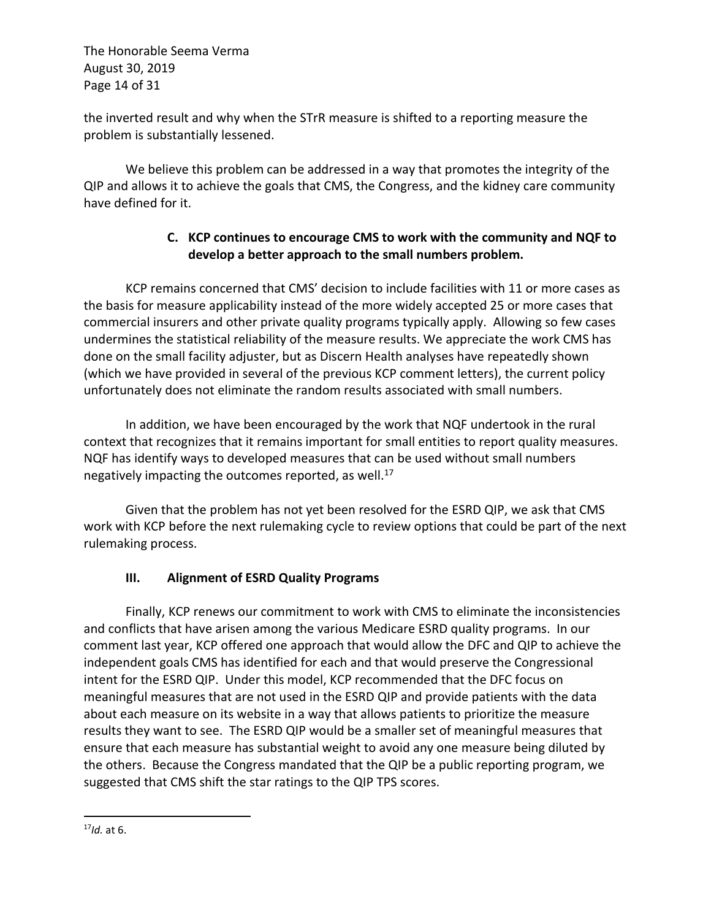the inverted result and why when the STrR measure is shifted to a reporting measure the problem is substantially lessened.

We believe this problem can be addressed in a way that promotes the integrity of the QIP and allows it to achieve the goals that CMS, the Congress, and the kidney care community have defined for it.

### C. KCP continues to encourage CMS to work with the community and NQF to develop a better approach to the small numbers problem.

KCP remains concerned that CMS' decision to include facilities with 11 or more cases as the basis for measure applicability instead of the more widely accepted 25 or more cases that commercial insurers and other private quality programs typically apply. Allowing so few cases undermines the statistical reliability of the measure results. We appreciate the work CMS has done on the small facility adjuster, but as Discern Health analyses have repeatedly shown (which we have provided in several of the previous KCP comment letters), the current policy unfortunately does not eliminate the random results associated with small numbers.

In addition, we have been encouraged by the work that NQF undertook in the rural context that recognizes that it remains important for small entities to report quality measures. NQF has identify ways to developed measures that can be used without small numbers negatively impacting the outcomes reported, as well.[17]

Given that the problem has not yet been resolved for the ESRD QIP, we ask that CMS work with KCP before the next rulemaking cycle to review options that could be part of the next rulemaking process.

## III. Alignment of ESRD Quality Programs

Finally, KCP renews our commitment to work with CMS to eliminate the inconsistencies and conflicts that have arisen among the various Medicare ESRD quality programs. In our comment last year, KCP offered one approach that would allow the DFC and QIP to achieve the independent goals CMS has identified for each and that would preserve the Congressional intent for the ESRD QIP. Under this model, KCP recommended that the DFC focus on meaningful measures that are not used in the ESRD QIP and provide patients with the data about each measure on its website in a way that allows patients to prioritize the measure results they want to see. The ESRD QIP would be a smaller set of meaningful measures that ensure that each measure has substantial weight to avoid any one measure being diluted by the others. Because the Congress mandated that the QIP be a public reporting program, we suggested that CMS shift the star ratings to the QIP TPS scores.

---

[17] *Id.* at 6.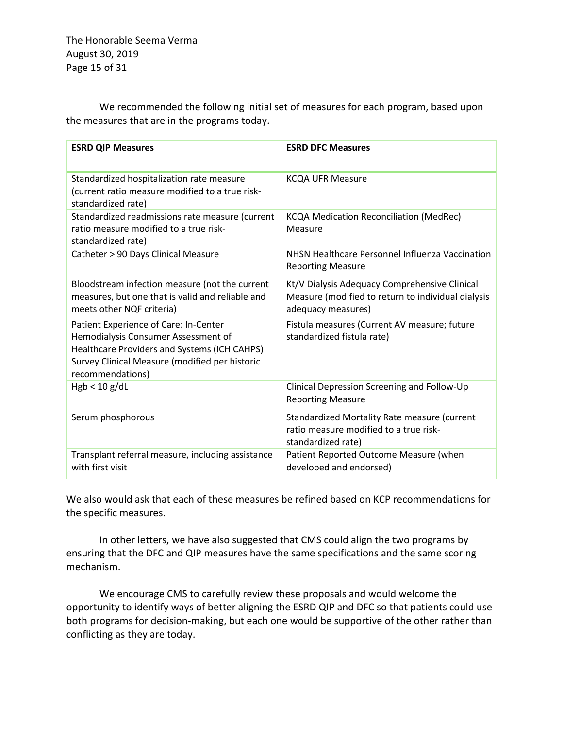We recommended the following initial set of measures for each program, based upon the measures that are in the programs today.

| ESRD QIP Measures | ESRD DFC Measures |
|---|---|
| Standardized hospitalization rate measure (current ratio measure modified to a true risk-standardized rate) | KCQA UFR Measure |
| Standardized readmissions rate measure (current ratio measure modified to a true risk-standardized rate) | KCQA Medication Reconciliation (MedRec) Measure |
| Catheter > 90 Days Clinical Measure | NHSN Healthcare Personnel Influenza Vaccination Reporting Measure |
| Bloodstream infection measure (not the current measures, but one that is valid and reliable and meets other NQF criteria) | Kt/V Dialysis Adequacy Comprehensive Clinical Measure (modified to return to individual dialysis adequacy measures) |
| Patient Experience of Care: In-Center Hemodialysis Consumer Assessment of Healthcare Providers and Systems (ICH CAHPS) Survey Clinical Measure (modified per historic recommendations) | Fistula measures (Current AV measure; future standardized fistula rate) |
| Hgb < 10 g/dL | Clinical Depression Screening and Follow-Up Reporting Measure |
| Serum phosphorous | Standardized Mortality Rate measure (current ratio measure modified to a true risk-standardized rate) |
| Transplant referral measure, including assistance with first visit | Patient Reported Outcome Measure (when developed and endorsed) |

We also would ask that each of these measures be refined based on KCP recommendations for the specific measures.

In other letters, we have also suggested that CMS could align the two programs by ensuring that the DFC and QIP measures have the same specifications and the same scoring mechanism.

We encourage CMS to carefully review these proposals and would welcome the opportunity to identify ways of better aligning the ESRD QIP and DFC so that patients could use both programs for decision-making, but each one would be supportive of the other rather than conflicting as they are today.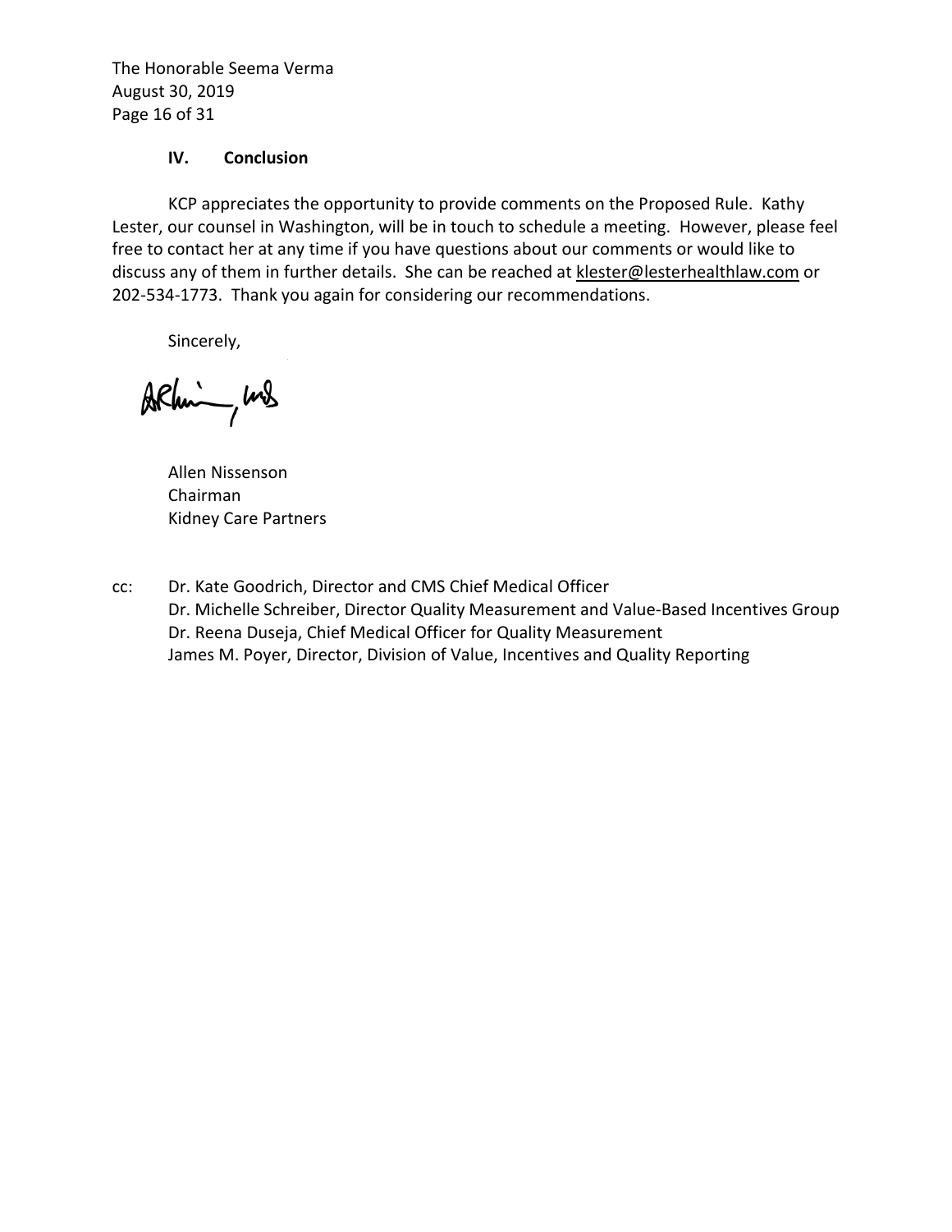## IV. Conclusion

KCP appreciates the opportunity to provide comments on the Proposed Rule. Kathy Lester, our counsel in Washington, will be in touch to schedule a meeting. However, please feel free to contact her at any time if you have questions about our comments or would like to discuss any of them in further details. She can be reached at klester@lesterhealthlaw.com or 202-534-1773. Thank you again for considering our recommendations.

Sincerely,

Allen Nissenson
Chairman
Kidney Care Partners

cc: Dr. Kate Goodrich, Director and CMS Chief Medical Officer
Dr. Michelle Schreiber, Director Quality Measurement and Value-Based Incentives Group
Dr. Reena Duseja, Chief Medical Officer for Quality Measurement
James M. Poyer, Director, Division of Value, Incentives and Quality Reporting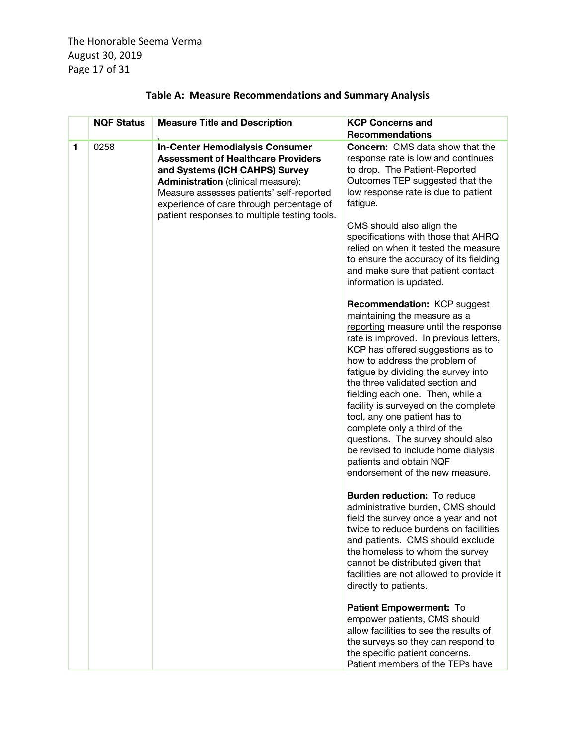## Table A: Measure Recommendations and Summary Analysis

| | NQF Status | Measure Title and Description | KCP Concerns and Recommendations |
|---|---|---|---|
| 1 | 0258 | **In-Center Hemodialysis Consumer Assessment of Healthcare Providers and Systems (ICH CAHPS) Survey Administration** (clinical measure): Measure assesses patients' self-reported experience of care through percentage of patient responses to multiple testing tools. | **Concern:** CMS data show that the response rate is low and continues to drop. The Patient-Reported Outcomes TEP suggested that the low response rate is due to patient fatigue.<br><br>CMS should also align the specifications with those that AHRQ relied on when it tested the measure to ensure the accuracy of its fielding and make sure that patient contact information is updated.<br><br>**Recommendation:** KCP suggest maintaining the measure as a <u>reporting</u> measure until the response rate is improved. In previous letters, KCP has offered suggestions as to how to address the problem of fatigue by dividing the survey into the three validated section and fielding each one. Then, while a facility is surveyed on the complete tool, any one patient has to complete only a third of the questions. The survey should also be revised to include home dialysis patients and obtain NQF endorsement of the new measure.<br><br>**Burden reduction:** To reduce administrative burden, CMS should field the survey once a year and not twice to reduce burdens on facilities and patients. CMS should exclude the homeless to whom the survey cannot be distributed given that facilities are not allowed to provide it directly to patients.<br><br>**Patient Empowerment:** To empower patients, CMS should allow facilities to see the results of the surveys so they can respond to the specific patient concerns. Patient members of the TEPs have |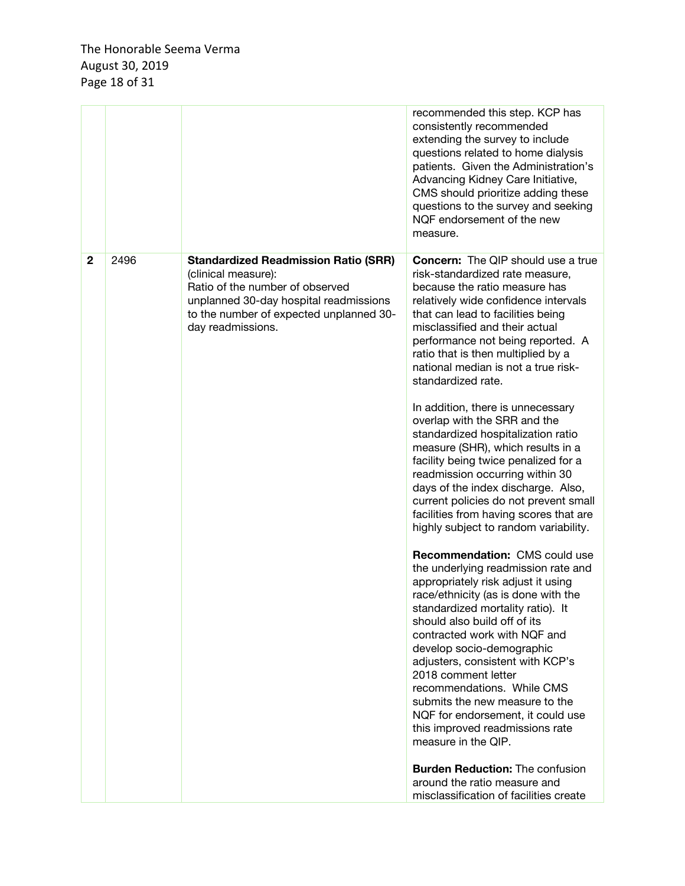|  |  |  | recommended this step. KCP has consistently recommended extending the survey to include questions related to home dialysis patients. Given the Administration's Advancing Kidney Care Initiative, CMS should prioritize adding these questions to the survey and seeking NQF endorsement of the new measure. |
|---|---|---|---|
| **2** | 2496 | **Standardized Readmission Ratio (SRR)** (clinical measure): Ratio of the number of observed unplanned 30-day hospital readmissions to the number of expected unplanned 30-day readmissions. | **Concern:** The QIP should use a true risk-standardized rate measure, because the ratio measure has relatively wide confidence intervals that can lead to facilities being misclassified and their actual performance not being reported. A ratio that is then multiplied by a national median is not a true risk-standardized rate.<br><br>In addition, there is unnecessary overlap with the SRR and the standardized hospitalization ratio measure (SHR), which results in a facility being twice penalized for a readmission occurring within 30 days of the index discharge. Also, current policies do not prevent small facilities from having scores that are highly subject to random variability.<br><br>**Recommendation:** CMS could use the underlying readmission rate and appropriately risk adjust it using race/ethnicity (as is done with the standardized mortality ratio). It should also build off of its contracted work with NQF and develop socio-demographic adjusters, consistent with KCP's 2018 comment letter recommendations. While CMS submits the new measure to the NQF for endorsement, it could use this improved readmissions rate measure in the QIP.<br><br>**Burden Reduction:** The confusion around the ratio measure and misclassification of facilities create |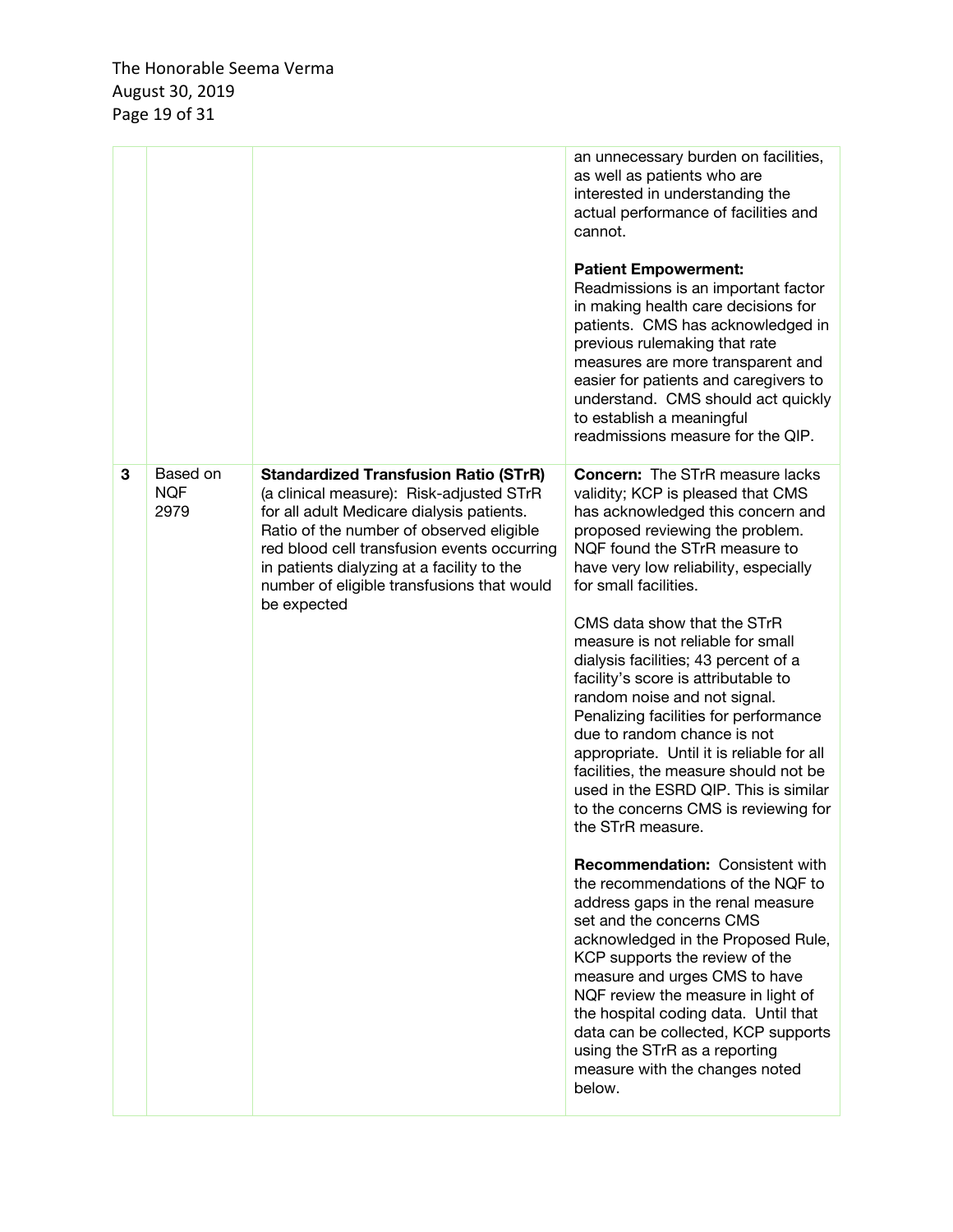| | | | |
|---|---|---|---|
| | | | an unnecessary burden on facilities, as well as patients who are interested in understanding the actual performance of facilities and cannot.<br><br>**Patient Empowerment:** Readmissions is an important factor in making health care decisions for patients. CMS has acknowledged in previous rulemaking that rate measures are more transparent and easier for patients and caregivers to understand. CMS should act quickly to establish a meaningful readmissions measure for the QIP. |
| **3** | Based on NQF 2979 | **Standardized Transfusion Ratio (STrR)** (a clinical measure): Risk-adjusted STrR for all adult Medicare dialysis patients. Ratio of the number of observed eligible red blood cell transfusion events occurring in patients dialyzing at a facility to the number of eligible transfusions that would be expected | **Concern:** The STrR measure lacks validity; KCP is pleased that CMS has acknowledged this concern and proposed reviewing the problem. NQF found the STrR measure to have very low reliability, especially for small facilities.<br><br>CMS data show that the STrR measure is not reliable for small dialysis facilities; 43 percent of a facility's score is attributable to random noise and not signal. Penalizing facilities for performance due to random chance is not appropriate. Until it is reliable for all facilities, the measure should not be used in the ESRD QIP. This is similar to the concerns CMS is reviewing for the STrR measure.<br><br>**Recommendation:** Consistent with the recommendations of the NQF to address gaps in the renal measure set and the concerns CMS acknowledged in the Proposed Rule, KCP supports the review of the measure and urges CMS to have NQF review the measure in light of the hospital coding data. Until that data can be collected, KCP supports using the STrR as a reporting measure with the changes noted below. |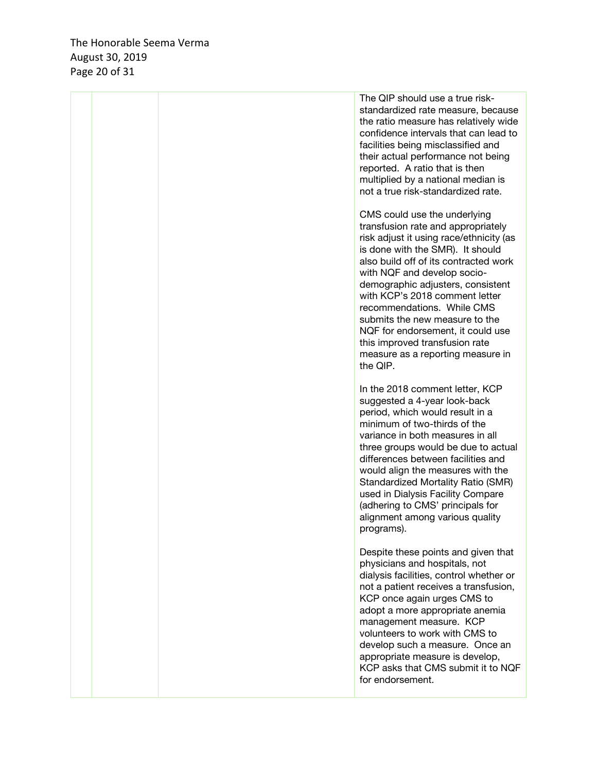| | | | |
|---|---|---|---|
| | | | The QIP should use a true risk-standardized rate measure, because the ratio measure has relatively wide confidence intervals that can lead to facilities being misclassified and their actual performance not being reported. A ratio that is then multiplied by a national median is not a true risk-standardized rate.<br><br>CMS could use the underlying transfusion rate and appropriately risk adjust it using race/ethnicity (as is done with the SMR). It should also build off of its contracted work with NQF and develop socio-demographic adjusters, consistent with KCP's 2018 comment letter recommendations. While CMS submits the new measure to the NQF for endorsement, it could use this improved transfusion rate measure as a reporting measure in the QIP.<br><br>In the 2018 comment letter, KCP suggested a 4-year look-back period, which would result in a minimum of two-thirds of the variance in both measures in all three groups would be due to actual differences between facilities and would align the measures with the Standardized Mortality Ratio (SMR) used in Dialysis Facility Compare (adhering to CMS' principals for alignment among various quality programs).<br><br>Despite these points and given that physicians and hospitals, not dialysis facilities, control whether or not a patient receives a transfusion, KCP once again urges CMS to adopt a more appropriate anemia management measure. KCP volunteers to work with CMS to develop such a measure. Once an appropriate measure is develop, KCP asks that CMS submit it to NQF for endorsement. |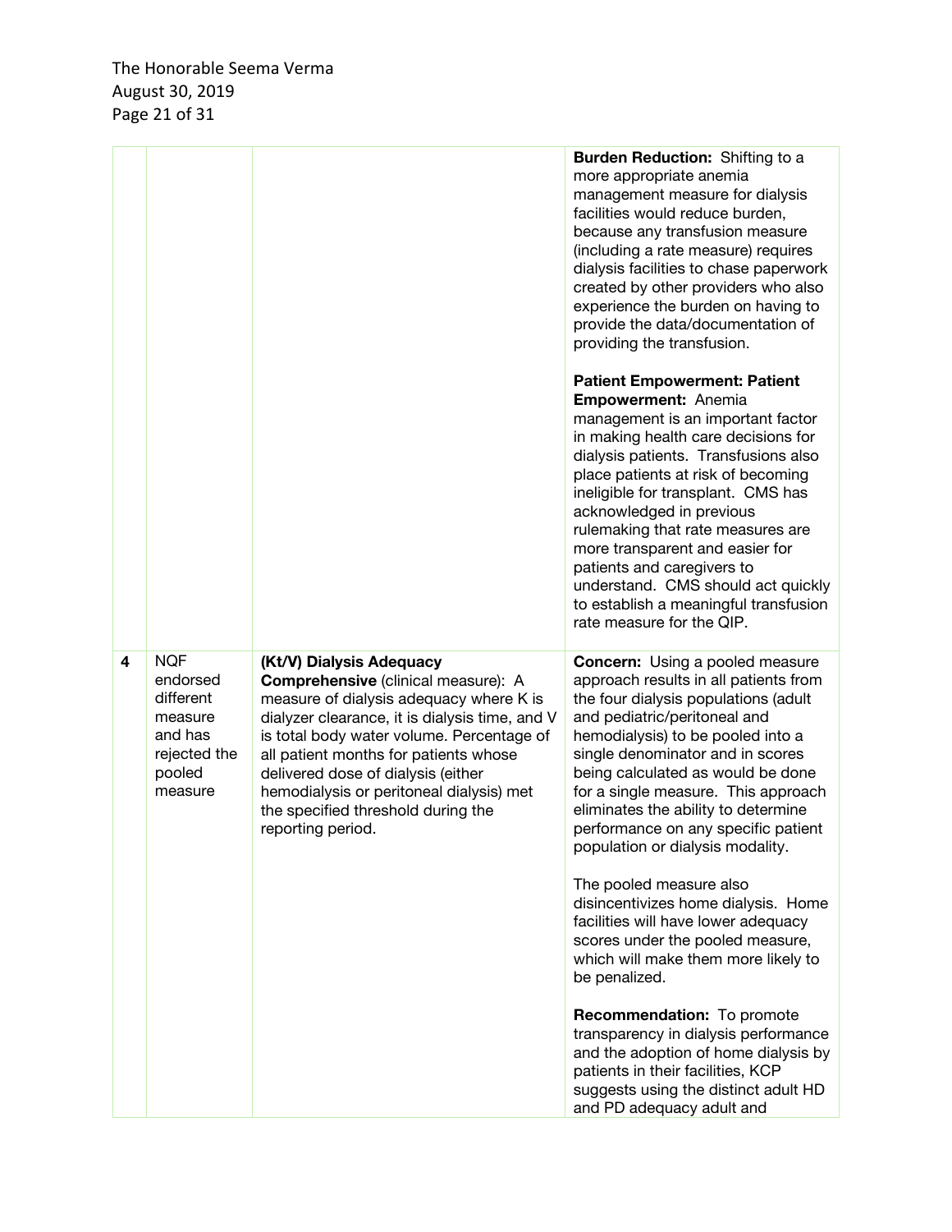| | | | |
|---|---|---|---|
| | | | **Burden Reduction:** Shifting to a more appropriate anemia management measure for dialysis facilities would reduce burden, because any transfusion measure (including a rate measure) requires dialysis facilities to chase paperwork created by other providers who also experience the burden on having to provide the data/documentation of providing the transfusion.<br><br>**Patient Empowerment: Patient Empowerment:** Anemia management is an important factor in making health care decisions for dialysis patients. Transfusions also place patients at risk of becoming ineligible for transplant. CMS has acknowledged in previous rulemaking that rate measures are more transparent and easier for patients and caregivers to understand. CMS should act quickly to establish a meaningful transfusion rate measure for the QIP. |
| **4** | NQF endorsed different measure and has rejected the pooled measure | **(Kt/V) Dialysis Adequacy Comprehensive** (clinical measure): A measure of dialysis adequacy where K is dialyzer clearance, it is dialysis time, and V is total body water volume. Percentage of all patient months for patients whose delivered dose of dialysis (either hemodialysis or peritoneal dialysis) met the specified threshold during the reporting period. | **Concern:** Using a pooled measure approach results in all patients from the four dialysis populations (adult and pediatric/peritoneal and hemodialysis) to be pooled into a single denominator and in scores being calculated as would be done for a single measure. This approach eliminates the ability to determine performance on any specific patient population or dialysis modality.<br><br>The pooled measure also disincentivizes home dialysis. Home facilities will have lower adequacy scores under the pooled measure, which will make them more likely to be penalized.<br><br>**Recommendation:** To promote transparency in dialysis performance and the adoption of home dialysis by patients in their facilities, KCP suggests using the distinct adult HD and PD adequacy adult and |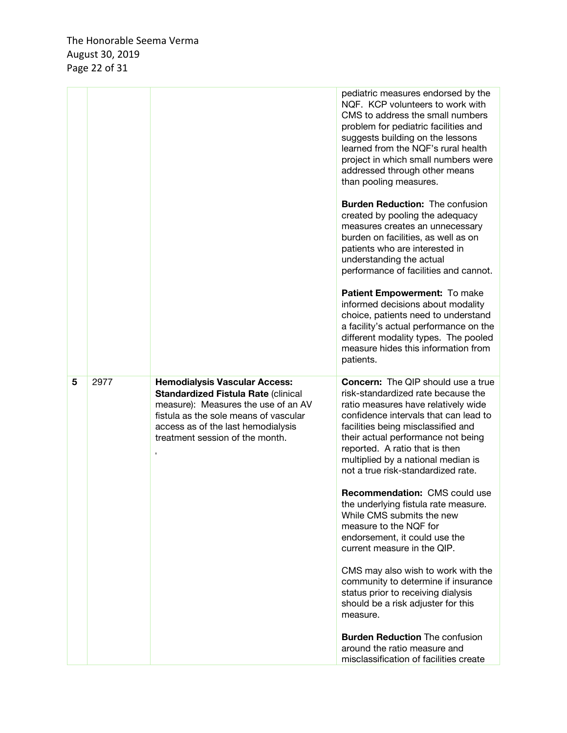| | | | |
|---|---|---|---|
| | | | pediatric measures endorsed by the NQF. KCP volunteers to work with CMS to address the small numbers problem for pediatric facilities and suggests building on the lessons learned from the NQF's rural health project in which small numbers were addressed through other means than pooling measures.<br><br>**Burden Reduction:** The confusion created by pooling the adequacy measures creates an unnecessary burden on facilities, as well as on patients who are interested in understanding the actual performance of facilities and cannot.<br><br>**Patient Empowerment:** To make informed decisions about modality choice, patients need to understand a facility's actual performance on the different modality types. The pooled measure hides this information from patients. |
| **5** | 2977 | **Hemodialysis Vascular Access: Standardized Fistula Rate** (clinical measure): Measures the use of an AV fistula as the sole means of vascular access as of the last hemodialysis treatment session of the month. | **Concern:** The QIP should use a true risk-standardized rate because the ratio measures have relatively wide confidence intervals that can lead to facilities being misclassified and their actual performance not being reported. A ratio that is then multiplied by a national median is not a true risk-standardized rate.<br><br>**Recommendation:** CMS could use the underlying fistula rate measure. While CMS submits the new measure to the NQF for endorsement, it could use the current measure in the QIP.<br><br>CMS may also wish to work with the community to determine if insurance status prior to receiving dialysis should be a risk adjuster for this measure.<br><br>**Burden Reduction** The confusion around the ratio measure and misclassification of facilities create |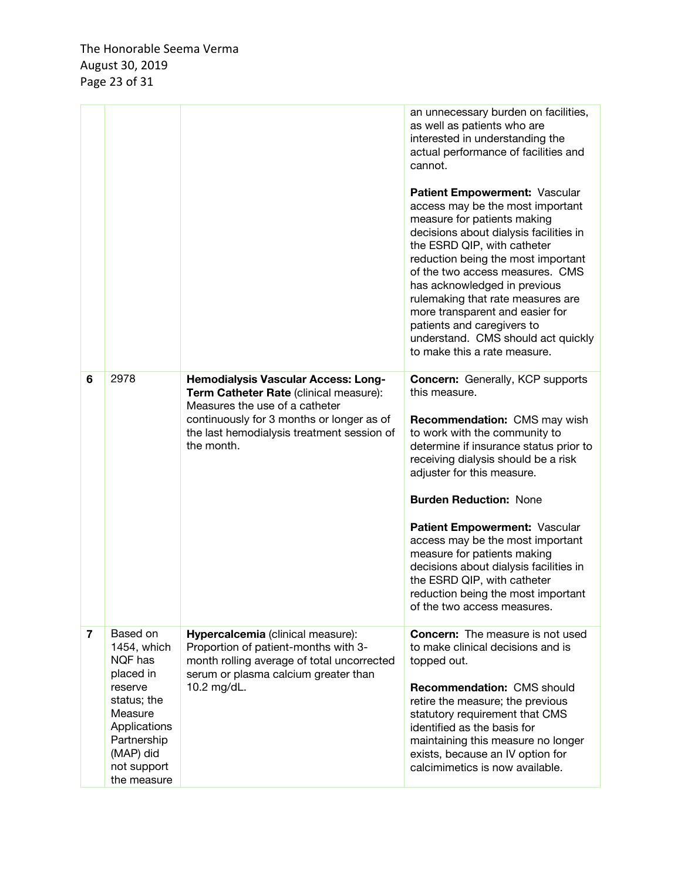| | | | |
|---|---|---|---|
| | | | an unnecessary burden on facilities, as well as patients who are interested in understanding the actual performance of facilities and cannot.<br><br>**Patient Empowerment:** Vascular access may be the most important measure for patients making decisions about dialysis facilities in the ESRD QIP, with catheter reduction being the most important of the two access measures. CMS has acknowledged in previous rulemaking that rate measures are more transparent and easier for patients and caregivers to understand. CMS should act quickly to make this a rate measure. |
| **6** | 2978 | **Hemodialysis Vascular Access: Long-Term Catheter Rate** (clinical measure): Measures the use of a catheter continuously for 3 months or longer as of the last hemodialysis treatment session of the month. | **Concern:** Generally, KCP supports this measure.<br><br>**Recommendation:** CMS may wish to work with the community to determine if insurance status prior to receiving dialysis should be a risk adjuster for this measure.<br><br>**Burden Reduction:** None<br><br>**Patient Empowerment:** Vascular access may be the most important measure for patients making decisions about dialysis facilities in the ESRD QIP, with catheter reduction being the most important of the two access measures. |
| **7** | Based on 1454, which NQF has placed in reserve status; the Measure Applications Partnership (MAP) did not support the measure | **Hypercalcemia** (clinical measure): Proportion of patient-months with 3-month rolling average of total uncorrected serum or plasma calcium greater than 10.2 mg/dL. | **Concern:** The measure is not used to make clinical decisions and is topped out.<br><br>**Recommendation:** CMS should retire the measure; the previous statutory requirement that CMS identified as the basis for maintaining this measure no longer exists, because an IV option for calcimimetics is now available. |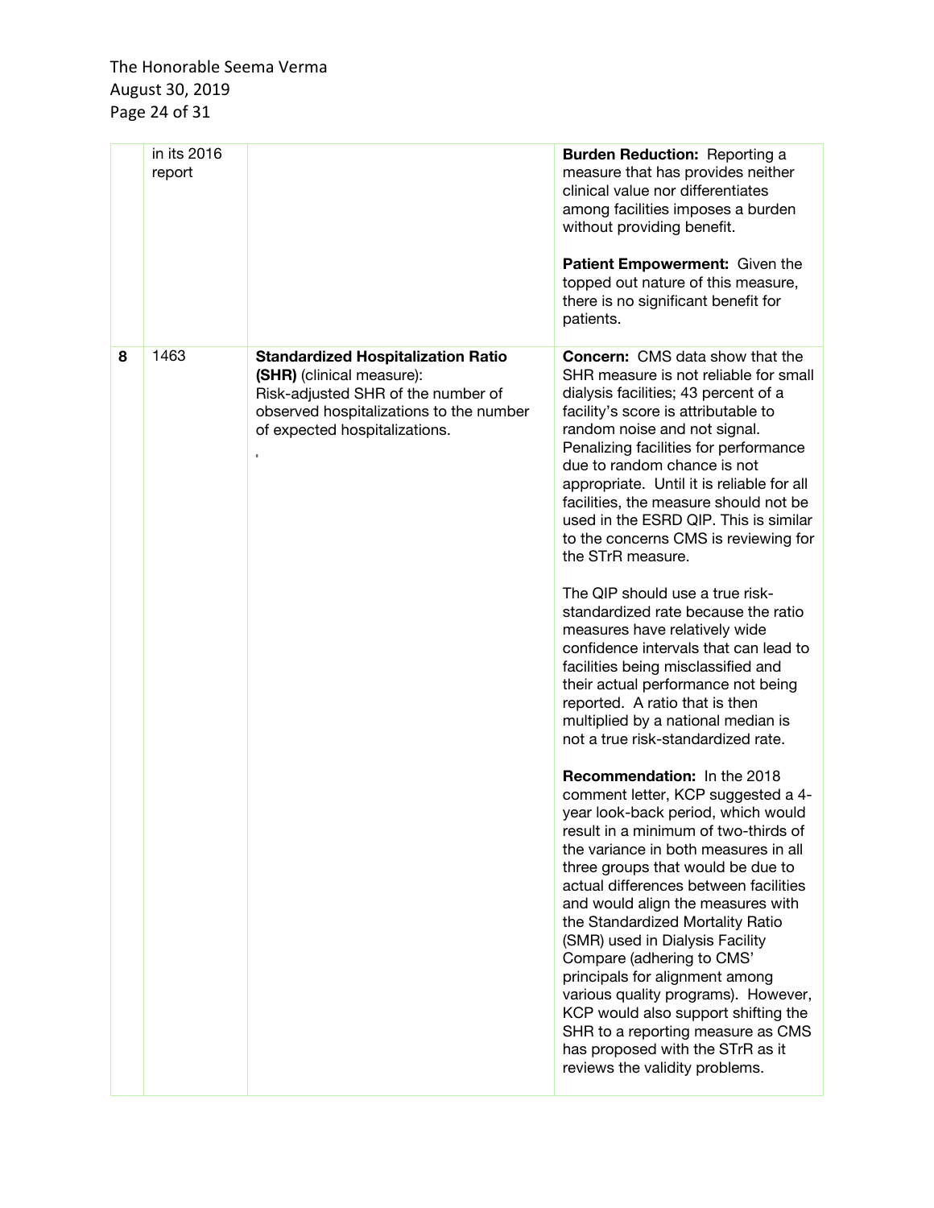| | | | |
|---|---|---|---|
| | in its 2016 report | | **Burden Reduction:** Reporting a measure that has provides neither clinical value nor differentiates among facilities imposes a burden without providing benefit.<br><br>**Patient Empowerment:** Given the topped out nature of this measure, there is no significant benefit for patients. |
| **8** | 1463 | **Standardized Hospitalization Ratio (SHR)** (clinical measure):<br>Risk-adjusted SHR of the number of observed hospitalizations to the number of expected hospitalizations. | **Concern:** CMS data show that the SHR measure is not reliable for small dialysis facilities; 43 percent of a facility's score is attributable to random noise and not signal. Penalizing facilities for performance due to random chance is not appropriate. Until it is reliable for all facilities, the measure should not be used in the ESRD QIP. This is similar to the concerns CMS is reviewing for the STrR measure.<br><br>The QIP should use a true risk-standardized rate because the ratio measures have relatively wide confidence intervals that can lead to facilities being misclassified and their actual performance not being reported. A ratio that is then multiplied by a national median is not a true risk-standardized rate.<br><br>**Recommendation:** In the 2018 comment letter, KCP suggested a 4-year look-back period, which would result in a minimum of two-thirds of the variance in both measures in all three groups that would be due to actual differences between facilities and would align the measures with the Standardized Mortality Ratio (SMR) used in Dialysis Facility Compare (adhering to CMS' principals for alignment among various quality programs). However, KCP would also support shifting the SHR to a reporting measure as CMS has proposed with the STrR as it reviews the validity problems. |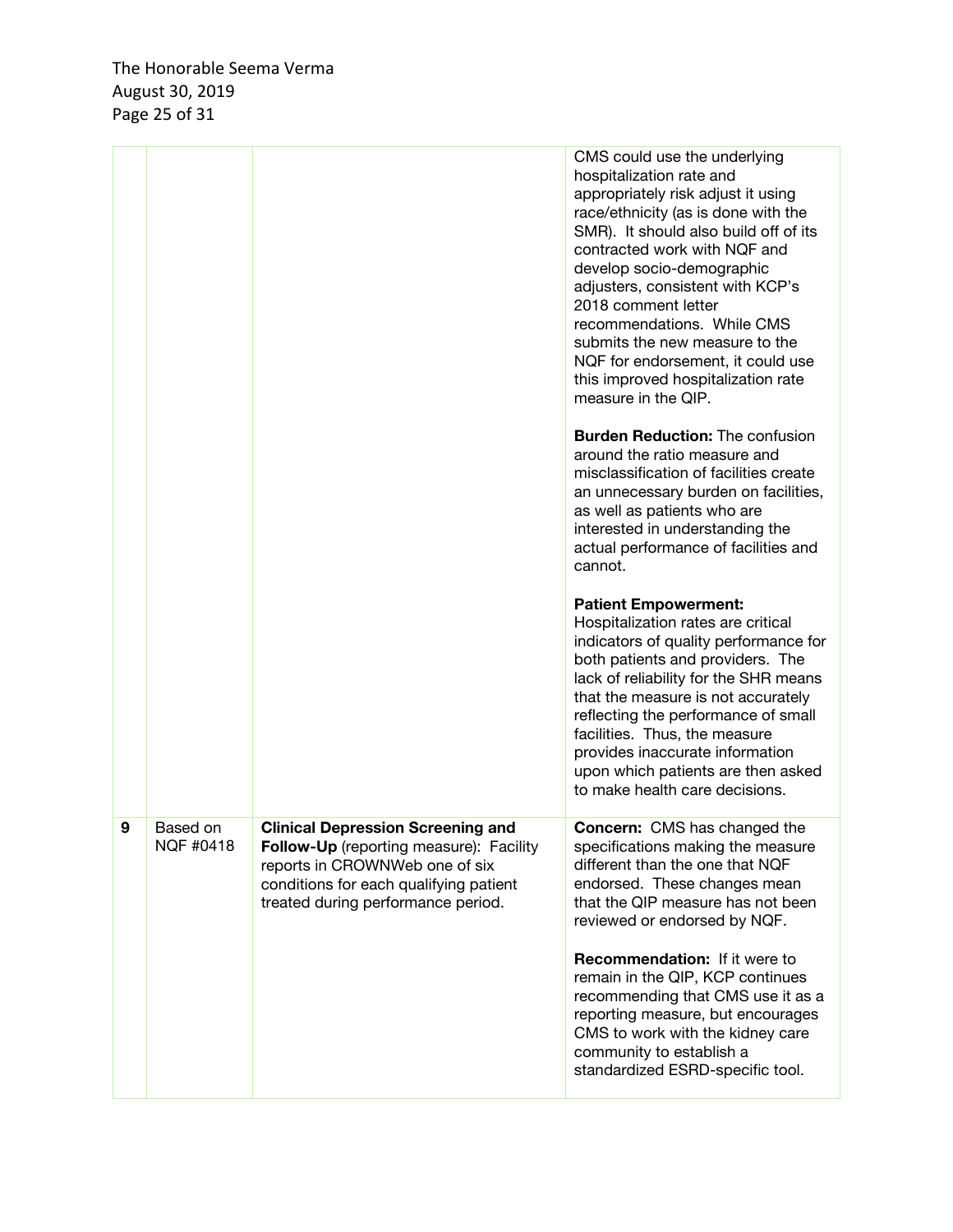| | | | |
|---|---|---|---|
| | | | CMS could use the underlying hospitalization rate and appropriately risk adjust it using race/ethnicity (as is done with the SMR). It should also build off of its contracted work with NQF and develop socio-demographic adjusters, consistent with KCP's 2018 comment letter recommendations. While CMS submits the new measure to the NQF for endorsement, it could use this improved hospitalization rate measure in the QIP.<br><br>**Burden Reduction:** The confusion around the ratio measure and misclassification of facilities create an unnecessary burden on facilities, as well as patients who are interested in understanding the actual performance of facilities and cannot.<br><br>**Patient Empowerment:** Hospitalization rates are critical indicators of quality performance for both patients and providers. The lack of reliability for the SHR means that the measure is not accurately reflecting the performance of small facilities. Thus, the measure provides inaccurate information upon which patients are then asked to make health care decisions. |
| **9** | Based on NQF #0418 | **Clinical Depression Screening and Follow-Up** (reporting measure): Facility reports in CROWNWeb one of six conditions for each qualifying patient treated during performance period. | **Concern:** CMS has changed the specifications making the measure different than the one that NQF endorsed. These changes mean that the QIP measure has not been reviewed or endorsed by NQF.<br><br>**Recommendation:** If it were to remain in the QIP, KCP continues recommending that CMS use it as a reporting measure, but encourages CMS to work with the kidney care community to establish a standardized ESRD-specific tool. |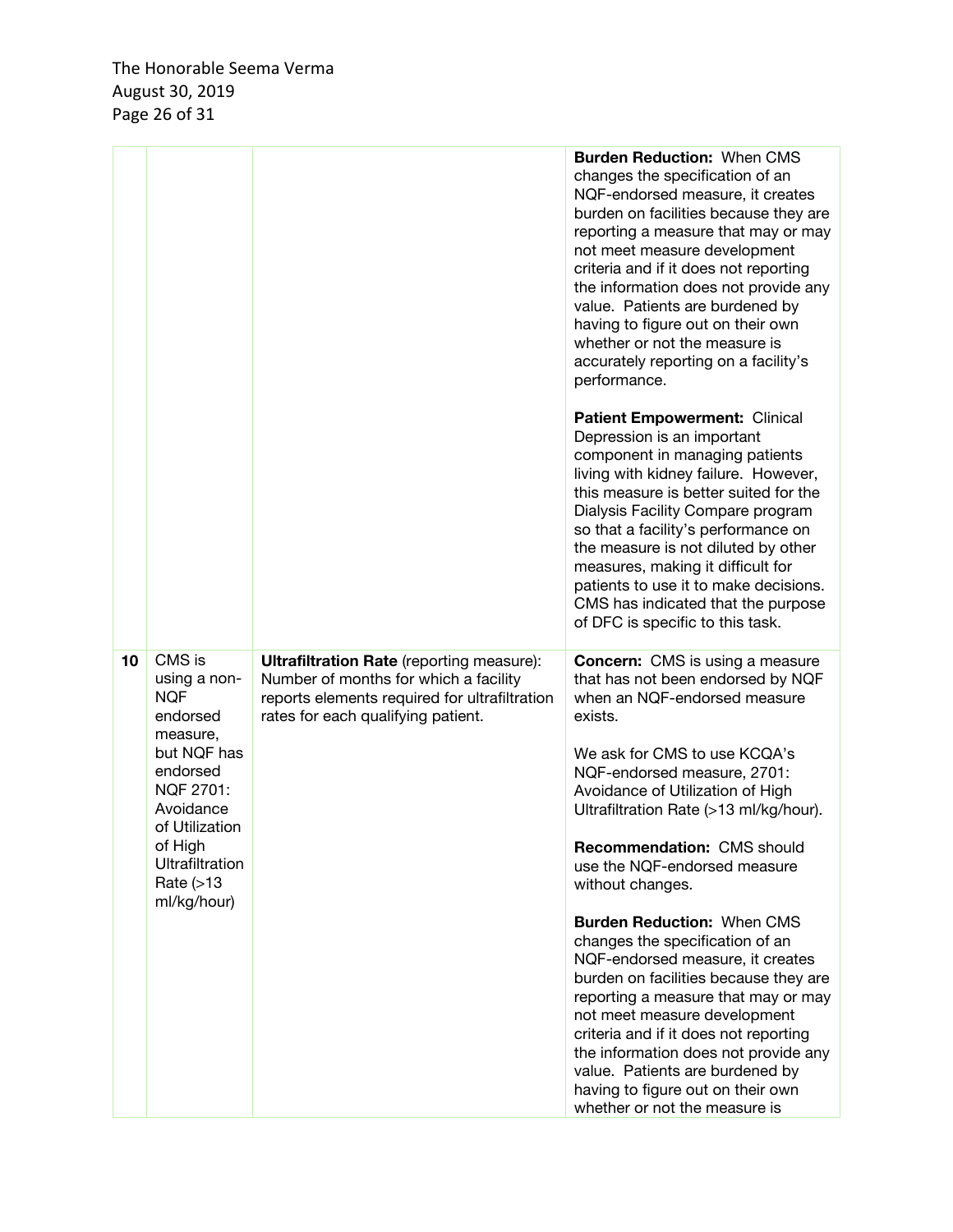| | | | |
|---|---|---|---|
| | | | **Burden Reduction:** When CMS changes the specification of an NQF-endorsed measure, it creates burden on facilities because they are reporting a measure that may or may not meet measure development criteria and if it does not reporting the information does not provide any value. Patients are burdened by having to figure out on their own whether or not the measure is accurately reporting on a facility's performance.<br><br>**Patient Empowerment:** Clinical Depression is an important component in managing patients living with kidney failure. However, this measure is better suited for the Dialysis Facility Compare program so that a facility's performance on the measure is not diluted by other measures, making it difficult for patients to use it to make decisions. CMS has indicated that the purpose of DFC is specific to this task. |
| **10** | CMS is using a non-NQF endorsed measure, but NQF has endorsed NQF 2701: Avoidance of Utilization of High Ultrafiltration Rate (>13 ml/kg/hour) | **Ultrafiltration Rate** (reporting measure): Number of months for which a facility reports elements required for ultrafiltration rates for each qualifying patient. | **Concern:** CMS is using a measure that has not been endorsed by NQF when an NQF-endorsed measure exists.<br><br>We ask for CMS to use KCQA's NQF-endorsed measure, 2701: Avoidance of Utilization of High Ultrafiltration Rate (>13 ml/kg/hour).<br><br>**Recommendation:** CMS should use the NQF-endorsed measure without changes.<br><br>**Burden Reduction:** When CMS changes the specification of an NQF-endorsed measure, it creates burden on facilities because they are reporting a measure that may or may not meet measure development criteria and if it does not reporting the information does not provide any value. Patients are burdened by having to figure out on their own whether or not the measure is |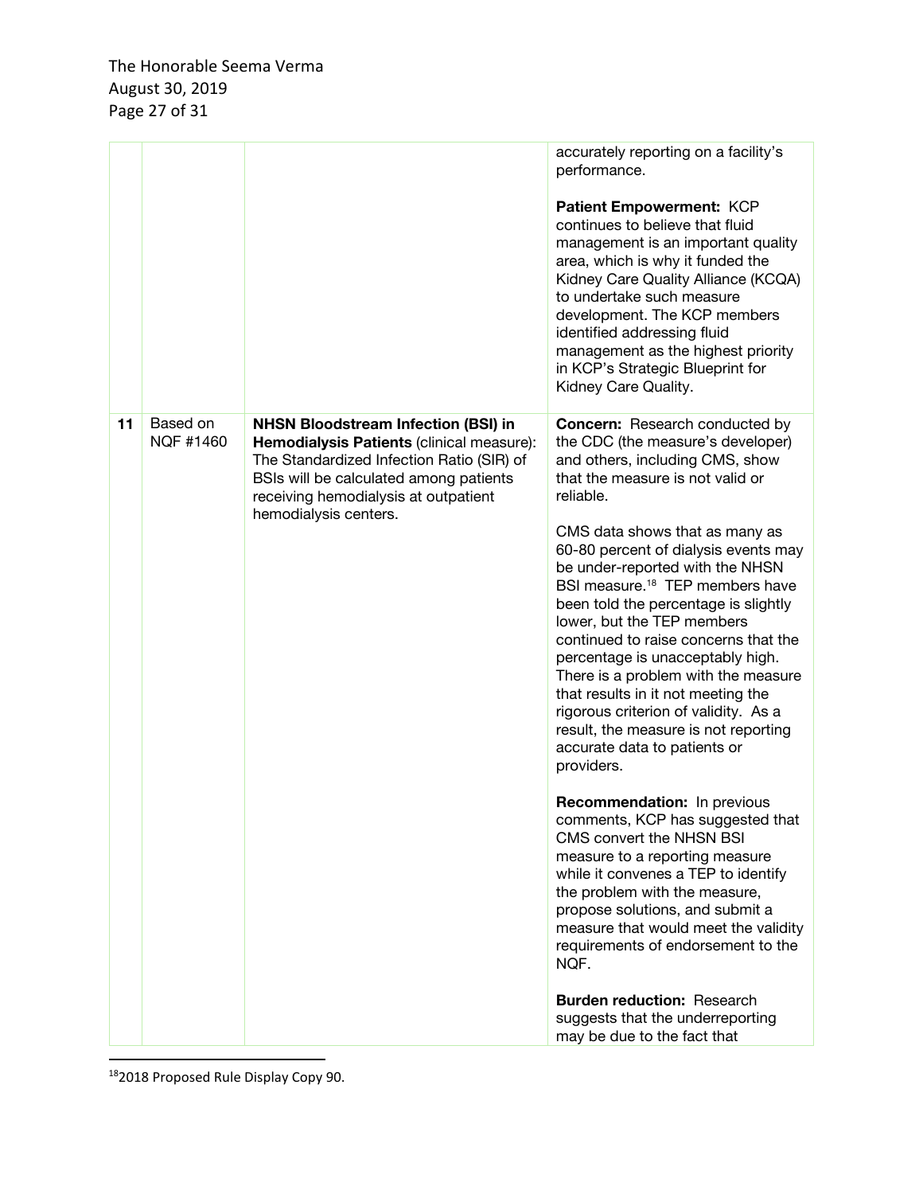| | | | |
|---|---|---|---|
| | | | accurately reporting on a facility's performance.<br><br>**Patient Empowerment:** KCP continues to believe that fluid management is an important quality area, which is why it funded the Kidney Care Quality Alliance (KCQA) to undertake such measure development. The KCP members identified addressing fluid management as the highest priority in KCP's Strategic Blueprint for Kidney Care Quality. |
| 11 | Based on NQF #1460 | **NHSN Bloodstream Infection (BSI) in Hemodialysis Patients** (clinical measure): The Standardized Infection Ratio (SIR) of BSIs will be calculated among patients receiving hemodialysis at outpatient hemodialysis centers. | **Concern:** Research conducted by the CDC (the measure's developer) and others, including CMS, show that the measure is not valid or reliable.<br><br>CMS data shows that as many as 60-80 percent of dialysis events may be under-reported with the NHSN BSI measure.[18] TEP members have been told the percentage is slightly lower, but the TEP members continued to raise concerns that the percentage is unacceptably high. There is a problem with the measure that results in it not meeting the rigorous criterion of validity. As a result, the measure is not reporting accurate data to patients or providers.<br><br>**Recommendation:** In previous comments, KCP has suggested that CMS convert the NHSN BSI measure to a reporting measure while it convenes a TEP to identify the problem with the measure, propose solutions, and submit a measure that would meet the validity requirements of endorsement to the NQF.<br><br>**Burden reduction:** Research suggests that the underreporting may be due to the fact that |

[18] 2018 Proposed Rule Display Copy 90.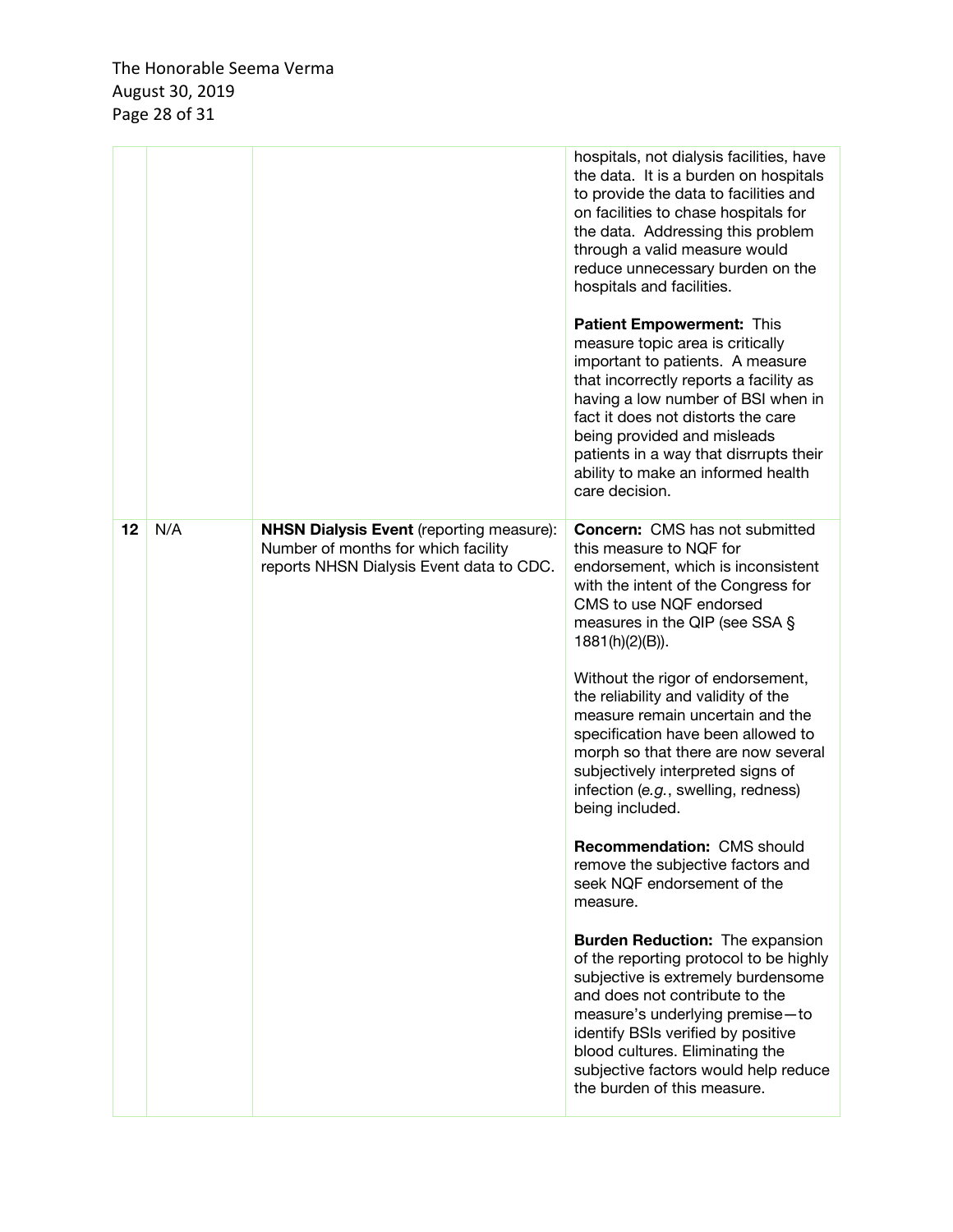| | | | |
|---|---|---|---|
| | | | hospitals, not dialysis facilities, have the data. It is a burden on hospitals to provide the data to facilities and on facilities to chase hospitals for the data. Addressing this problem through a valid measure would reduce unnecessary burden on the hospitals and facilities.<br><br>**Patient Empowerment:** This measure topic area is critically important to patients. A measure that incorrectly reports a facility as having a low number of BSI when in fact it does not distorts the care being provided and misleads patients in a way that disrupts their ability to make an informed health care decision. |
| **12** | N/A | **NHSN Dialysis Event** (reporting measure): Number of months for which facility reports NHSN Dialysis Event data to CDC. | **Concern:** CMS has not submitted this measure to NQF for endorsement, which is inconsistent with the intent of the Congress for CMS to use NQF endorsed measures in the QIP (see SSA § 1881(h)(2)(B)).<br><br>Without the rigor of endorsement, the reliability and validity of the measure remain uncertain and the specification have been allowed to morph so that there are now several subjectively interpreted signs of infection (*e.g.*, swelling, redness) being included.<br><br>**Recommendation:** CMS should remove the subjective factors and seek NQF endorsement of the measure.<br><br>**Burden Reduction:** The expansion of the reporting protocol to be highly subjective is extremely burdensome and does not contribute to the measure's underlying premise—to identify BSIs verified by positive blood cultures. Eliminating the subjective factors would help reduce the burden of this measure. |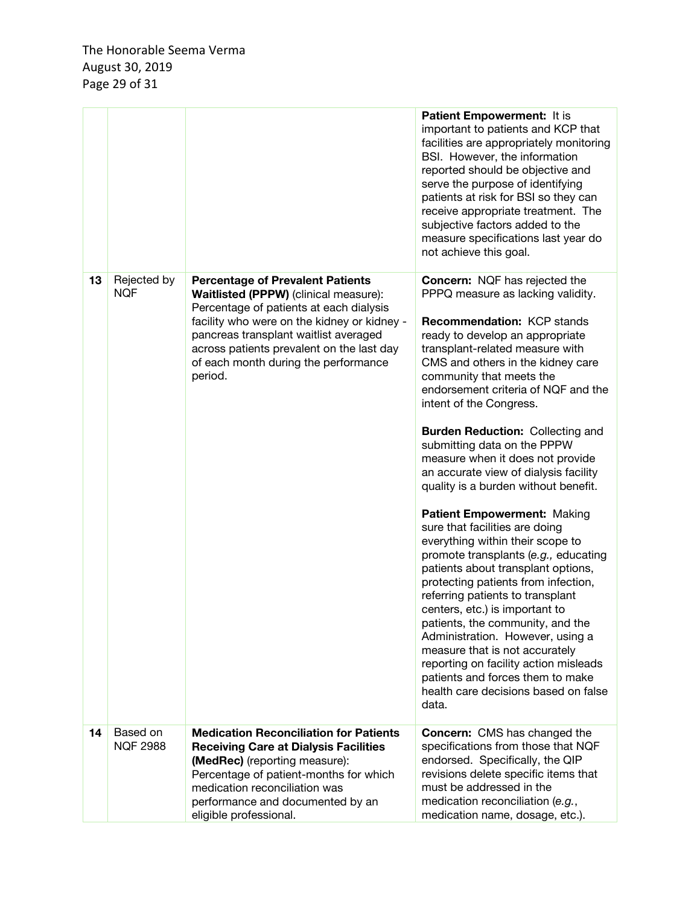| | | | |
|---|---|---|---|
| | | | **Patient Empowerment:** It is important to patients and KCP that facilities are appropriately monitoring BSI. However, the information reported should be objective and serve the purpose of identifying patients at risk for BSI so they can receive appropriate treatment. The subjective factors added to the measure specifications last year do not achieve this goal. |
| 13 | Rejected by NQF | **Percentage of Prevalent Patients Waitlisted (PPPW)** (clinical measure): Percentage of patients at each dialysis facility who were on the kidney or kidney - pancreas transplant waitlist averaged across patients prevalent on the last day of each month during the performance period. | **Concern:** NQF has rejected the PPPQ measure as lacking validity.<br><br>**Recommendation:** KCP stands ready to develop an appropriate transplant-related measure with CMS and others in the kidney care community that meets the endorsement criteria of NQF and the intent of the Congress.<br><br>**Burden Reduction:** Collecting and submitting data on the PPPW measure when it does not provide an accurate view of dialysis facility quality is a burden without benefit.<br><br>**Patient Empowerment:** Making sure that facilities are doing everything within their scope to promote transplants (*e.g.,* educating patients about transplant options, protecting patients from infection, referring patients to transplant centers, etc.) is important to patients, the community, and the Administration. However, using a measure that is not accurately reporting on facility action misleads patients and forces them to make health care decisions based on false data. |
| 14 | Based on NQF 2988 | **Medication Reconciliation for Patients Receiving Care at Dialysis Facilities (MedRec)** (reporting measure): Percentage of patient-months for which medication reconciliation was performance and documented by an eligible professional. | **Concern:** CMS has changed the specifications from those that NQF endorsed. Specifically, the QIP revisions delete specific items that must be addressed in the medication reconciliation (*e.g.*, medication name, dosage, etc.). |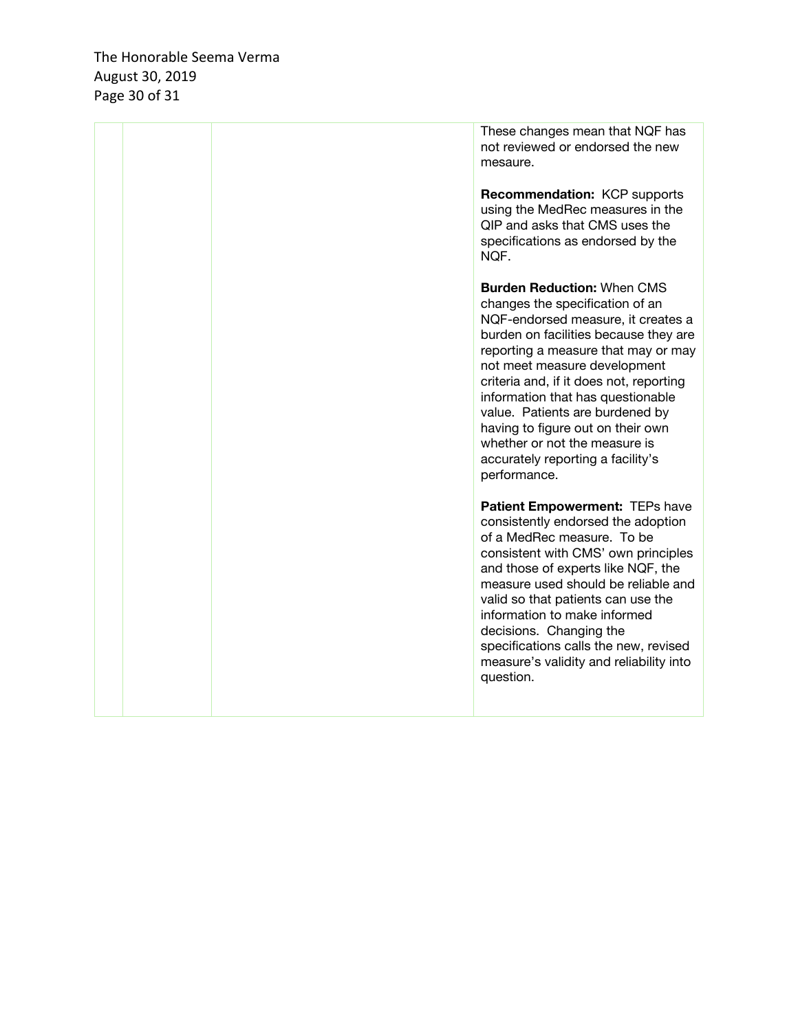|  |  |  | These changes mean that NQF has not reviewed or endorsed the new mesaure.<br><br>**Recommendation:** KCP supports using the MedRec measures in the QIP and asks that CMS uses the specifications as endorsed by the NQF.<br><br>**Burden Reduction:** When CMS changes the specification of an NQF-endorsed measure, it creates a burden on facilities because they are reporting a measure that may or may not meet measure development criteria and, if it does not, reporting information that has questionable value. Patients are burdened by having to figure out on their own whether or not the measure is accurately reporting a facility's performance.<br><br>**Patient Empowerment:** TEPs have consistently endorsed the adoption of a MedRec measure. To be consistent with CMS' own principles and those of experts like NQF, the measure used should be reliable and valid so that patients can use the information to make informed decisions. Changing the specifications calls the new, revised measure's validity and reliability into question. |
|---|---|---|---|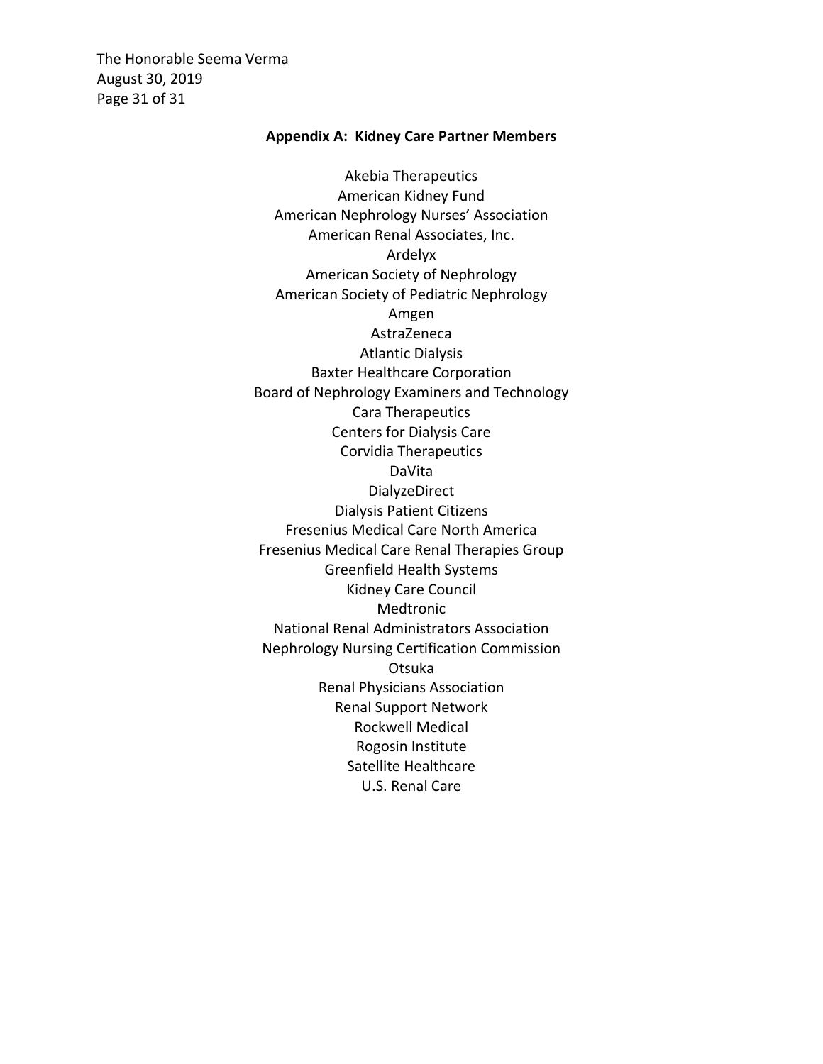## Appendix A: Kidney Care Partner Members

Akebia Therapeutics
American Kidney Fund
American Nephrology Nurses' Association
American Renal Associates, Inc.
Ardelyx
American Society of Nephrology
American Society of Pediatric Nephrology
Amgen
AstraZeneca
Atlantic Dialysis
Baxter Healthcare Corporation
Board of Nephrology Examiners and Technology
Cara Therapeutics
Centers for Dialysis Care
Corvidia Therapeutics
DaVita
DialyzeDirect
Dialysis Patient Citizens
Fresenius Medical Care North America
Fresenius Medical Care Renal Therapies Group
Greenfield Health Systems
Kidney Care Council
Medtronic
National Renal Administrators Association
Nephrology Nursing Certification Commission
Otsuka
Renal Physicians Association
Renal Support Network
Rockwell Medical
Rogosin Institute
Satellite Healthcare
U.S. Renal Care